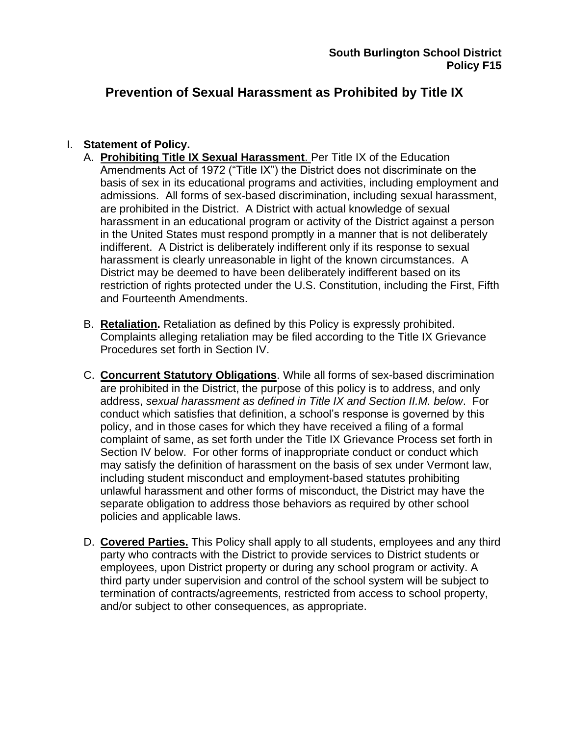**South Burlington School District**
**Policy F15**

# Prevention of Sexual Harassment as Prohibited by Title IX

I. **Statement of Policy.**

   A. **Prohibiting Title IX Sexual Harassment**. Per Title IX of the Education Amendments Act of 1972 ("Title IX") the District does not discriminate on the basis of sex in its educational programs and activities, including employment and admissions. All forms of sex-based discrimination, including sexual harassment, are prohibited in the District. A District with actual knowledge of sexual harassment in an educational program or activity of the District against a person in the United States must respond promptly in a manner that is not deliberately indifferent. A District is deliberately indifferent only if its response to sexual harassment is clearly unreasonable in light of the known circumstances. A District may be deemed to have been deliberately indifferent based on its restriction of rights protected under the U.S. Constitution, including the First, Fifth and Fourteenth Amendments.

   B. **Retaliation.** Retaliation as defined by this Policy is expressly prohibited. Complaints alleging retaliation may be filed according to the Title IX Grievance Procedures set forth in Section IV.

   C. **Concurrent Statutory Obligations**. While all forms of sex-based discrimination are prohibited in the District, the purpose of this policy is to address, and only address, *sexual harassment as defined in Title IX and Section II.M. below*. For conduct which satisfies that definition, a school's response is governed by this policy, and in those cases for which they have received a filing of a formal complaint of same, as set forth under the Title IX Grievance Process set forth in Section IV below. For other forms of inappropriate conduct or conduct which may satisfy the definition of harassment on the basis of sex under Vermont law, including student misconduct and employment-based statutes prohibiting unlawful harassment and other forms of misconduct, the District may have the separate obligation to address those behaviors as required by other school policies and applicable laws.

   D. **Covered Parties.** This Policy shall apply to all students, employees and any third party who contracts with the District to provide services to District students or employees, upon District property or during any school program or activity. A third party under supervision and control of the school system will be subject to termination of contracts/agreements, restricted from access to school property, and/or subject to other consequences, as appropriate.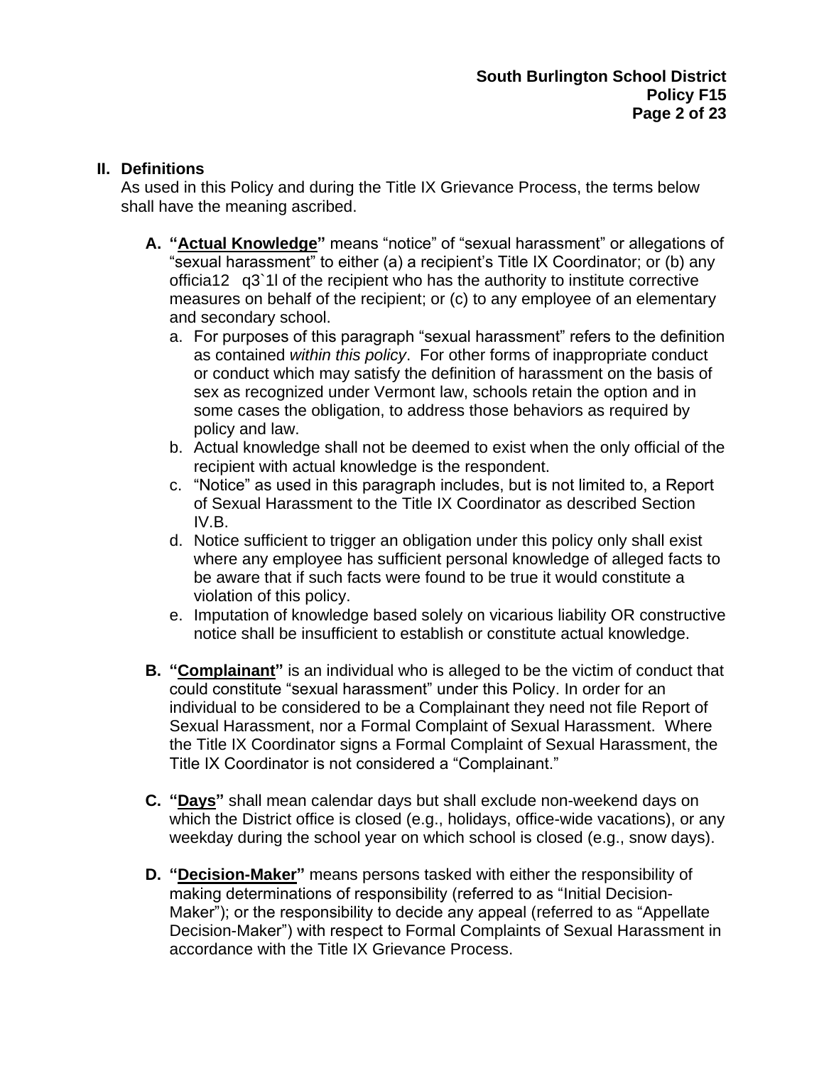## II. Definitions

As used in this Policy and during the Title IX Grievance Process, the terms below shall have the meaning ascribed.

**A. "Actual Knowledge"** means "notice" of "sexual harassment" or allegations of "sexual harassment" to either (a) a recipient's Title IX Coordinator; or (b) any officia12 q3`1l of the recipient who has the authority to institute corrective measures on behalf of the recipient; or (c) to any employee of an elementary and secondary school.

a. For purposes of this paragraph "sexual harassment" refers to the definition as contained *within this policy*. For other forms of inappropriate conduct or conduct which may satisfy the definition of harassment on the basis of sex as recognized under Vermont law, schools retain the option and in some cases the obligation, to address those behaviors as required by policy and law.

b. Actual knowledge shall not be deemed to exist when the only official of the recipient with actual knowledge is the respondent.

c. "Notice" as used in this paragraph includes, but is not limited to, a Report of Sexual Harassment to the Title IX Coordinator as described Section IV.B.

d. Notice sufficient to trigger an obligation under this policy only shall exist where any employee has sufficient personal knowledge of alleged facts to be aware that if such facts were found to be true it would constitute a violation of this policy.

e. Imputation of knowledge based solely on vicarious liability OR constructive notice shall be insufficient to establish or constitute actual knowledge.

**B. "Complainant"** is an individual who is alleged to be the victim of conduct that could constitute "sexual harassment" under this Policy. In order for an individual to be considered to be a Complainant they need not file Report of Sexual Harassment, nor a Formal Complaint of Sexual Harassment. Where the Title IX Coordinator signs a Formal Complaint of Sexual Harassment, the Title IX Coordinator is not considered a "Complainant."

**C. "Days"** shall mean calendar days but shall exclude non-weekend days on which the District office is closed (e.g., holidays, office-wide vacations), or any weekday during the school year on which school is closed (e.g., snow days).

**D. "Decision-Maker"** means persons tasked with either the responsibility of making determinations of responsibility (referred to as "Initial Decision-Maker"); or the responsibility to decide any appeal (referred to as "Appellate Decision-Maker") with respect to Formal Complaints of Sexual Harassment in accordance with the Title IX Grievance Process.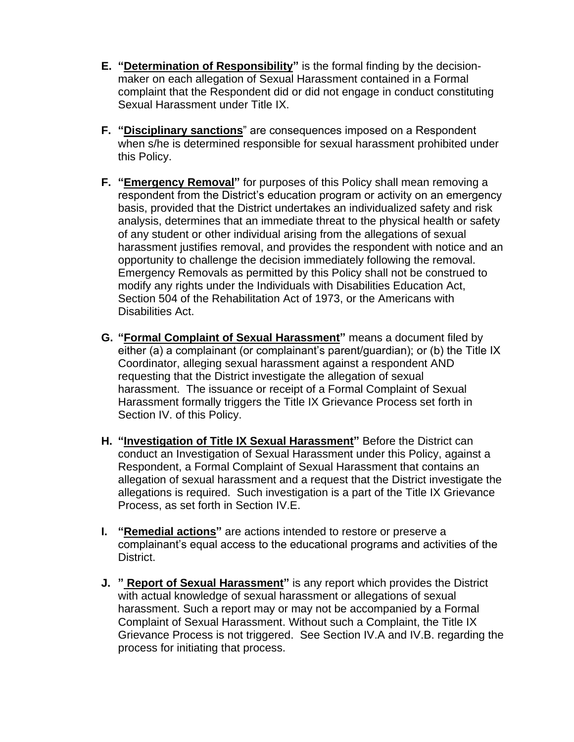E. **"Determination of Responsibility"** is the formal finding by the decision-maker on each allegation of Sexual Harassment contained in a Formal complaint that the Respondent did or did not engage in conduct constituting Sexual Harassment under Title IX.

F. **"Disciplinary sanctions"** are consequences imposed on a Respondent when s/he is determined responsible for sexual harassment prohibited under this Policy.

F. **"Emergency Removal"** for purposes of this Policy shall mean removing a respondent from the District's education program or activity on an emergency basis, provided that the District undertakes an individualized safety and risk analysis, determines that an immediate threat to the physical health or safety of any student or other individual arising from the allegations of sexual harassment justifies removal, and provides the respondent with notice and an opportunity to challenge the decision immediately following the removal. Emergency Removals as permitted by this Policy shall not be construed to modify any rights under the Individuals with Disabilities Education Act, Section 504 of the Rehabilitation Act of 1973, or the Americans with Disabilities Act.

G. **"Formal Complaint of Sexual Harassment"** means a document filed by either (a) a complainant (or complainant's parent/guardian); or (b) the Title IX Coordinator, alleging sexual harassment against a respondent AND requesting that the District investigate the allegation of sexual harassment. The issuance or receipt of a Formal Complaint of Sexual Harassment formally triggers the Title IX Grievance Process set forth in Section IV. of this Policy.

H. **"Investigation of Title IX Sexual Harassment"** Before the District can conduct an Investigation of Sexual Harassment under this Policy, against a Respondent, a Formal Complaint of Sexual Harassment that contains an allegation of sexual harassment and a request that the District investigate the allegations is required. Such investigation is a part of the Title IX Grievance Process, as set forth in Section IV.E.

I. **"Remedial actions"** are actions intended to restore or preserve a complainant's equal access to the educational programs and activities of the District.

J. **" Report of Sexual Harassment"** is any report which provides the District with actual knowledge of sexual harassment or allegations of sexual harassment. Such a report may or may not be accompanied by a Formal Complaint of Sexual Harassment. Without such a Complaint, the Title IX Grievance Process is not triggered. See Section IV.A and IV.B. regarding the process for initiating that process.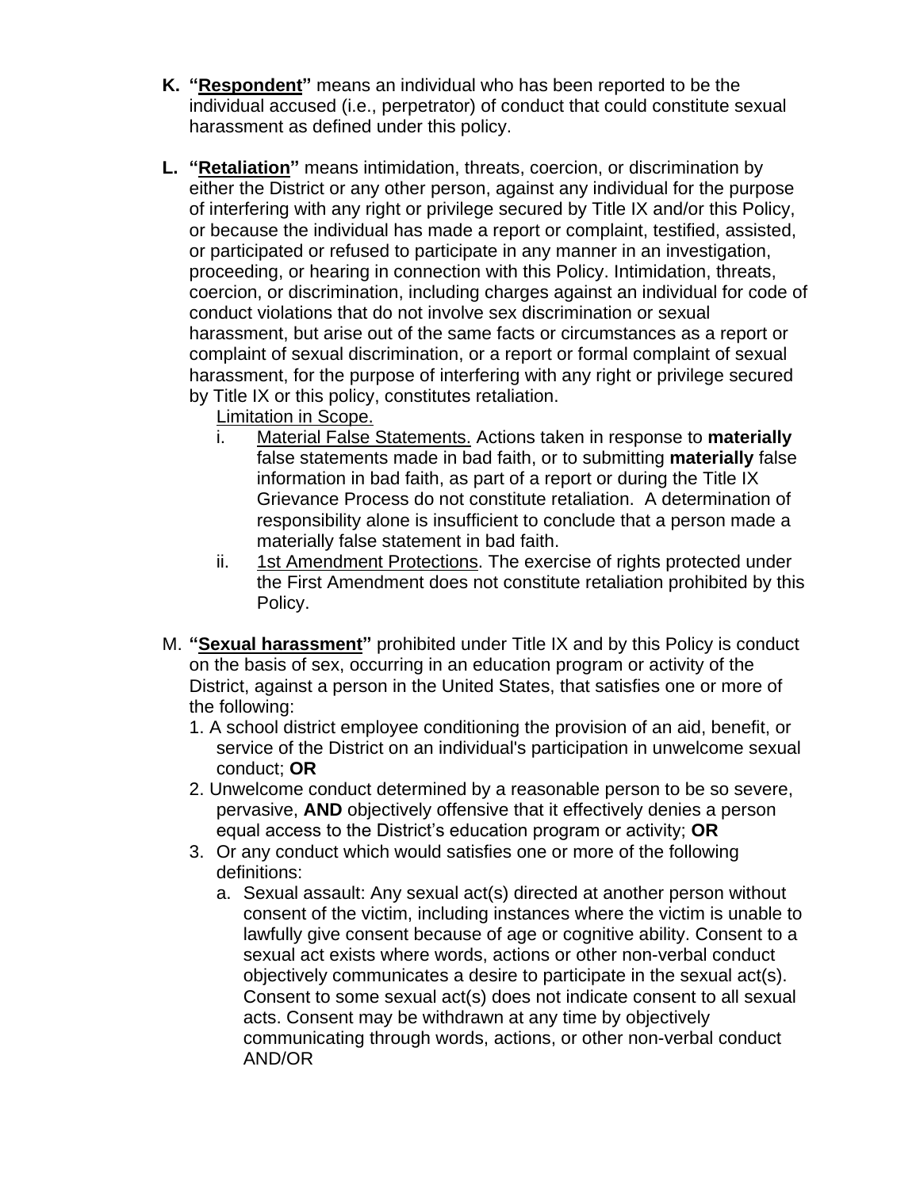K. **"<u>Respondent</u>"** means an individual who has been reported to be the individual accused (i.e., perpetrator) of conduct that could constitute sexual harassment as defined under this policy.

L. **"<u>Retaliation</u>"** means intimidation, threats, coercion, or discrimination by either the District or any other person, against any individual for the purpose of interfering with any right or privilege secured by Title IX and/or this Policy, or because the individual has made a report or complaint, testified, assisted, or participated or refused to participate in any manner in an investigation, proceeding, or hearing in connection with this Policy. Intimidation, threats, coercion, or discrimination, including charges against an individual for code of conduct violations that do not involve sex discrimination or sexual harassment, but arise out of the same facts or circumstances as a report or complaint of sexual discrimination, or a report or formal complaint of sexual harassment, for the purpose of interfering with any right or privilege secured by Title IX or this policy, constitutes retaliation.

   <u>Limitation in Scope.</u>

   i. <u>Material False Statements.</u> Actions taken in response to **materially** false statements made in bad faith, or to submitting **materially** false information in bad faith, as part of a report or during the Title IX Grievance Process do not constitute retaliation. A determination of responsibility alone is insufficient to conclude that a person made a materially false statement in bad faith.

   ii. <u>1st Amendment Protections</u>. The exercise of rights protected under the First Amendment does not constitute retaliation prohibited by this Policy.

M. **"<u>Sexual harassment</u>"** prohibited under Title IX and by this Policy is conduct on the basis of sex, occurring in an education program or activity of the District, against a person in the United States, that satisfies one or more of the following:

   1. A school district employee conditioning the provision of an aid, benefit, or service of the District on an individual's participation in unwelcome sexual conduct; **OR**
   2. Unwelcome conduct determined by a reasonable person to be so severe, pervasive, **AND** objectively offensive that it effectively denies a person equal access to the District's education program or activity; **OR**
   3. Or any conduct which would satisfies one or more of the following definitions:
      a. Sexual assault: Any sexual act(s) directed at another person without consent of the victim, including instances where the victim is unable to lawfully give consent because of age or cognitive ability. Consent to a sexual act exists where words, actions or other non-verbal conduct objectively communicates a desire to participate in the sexual act(s). Consent to some sexual act(s) does not indicate consent to all sexual acts. Consent may be withdrawn at any time by objectively communicating through words, actions, or other non-verbal conduct AND/OR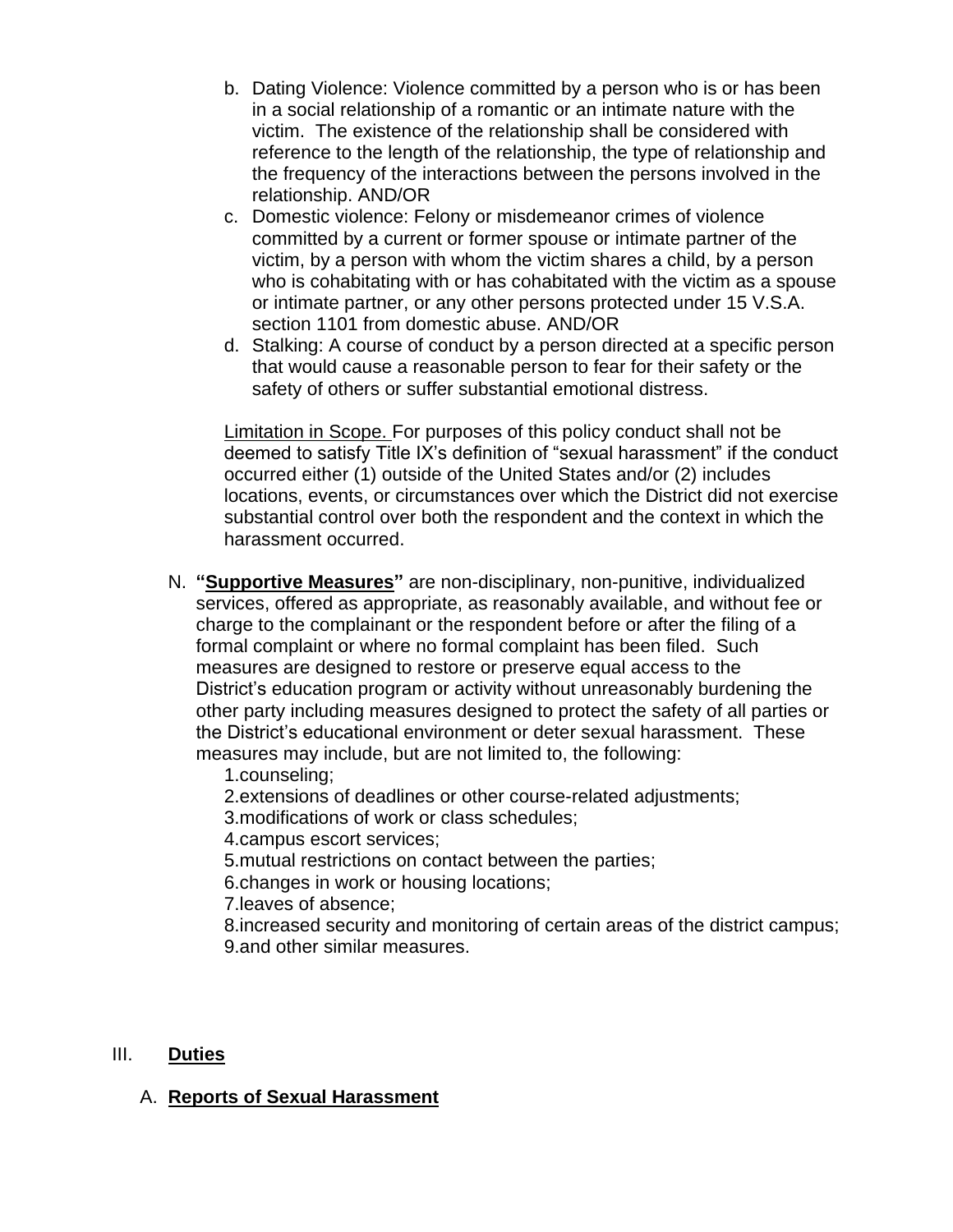b. Dating Violence: Violence committed by a person who is or has been in a social relationship of a romantic or an intimate nature with the victim. The existence of the relationship shall be considered with reference to the length of the relationship, the type of relationship and the frequency of the interactions between the persons involved in the relationship. AND/OR

c. Domestic violence: Felony or misdemeanor crimes of violence committed by a current or former spouse or intimate partner of the victim, by a person with whom the victim shares a child, by a person who is cohabitating with or has cohabitated with the victim as a spouse or intimate partner, or any other persons protected under 15 V.S.A. section 1101 from domestic abuse. AND/OR

d. Stalking: A course of conduct by a person directed at a specific person that would cause a reasonable person to fear for their safety or the safety of others or suffer substantial emotional distress.

<u>Limitation in Scope.</u> For purposes of this policy conduct shall not be deemed to satisfy Title IX's definition of "sexual harassment" if the conduct occurred either (1) outside of the United States and/or (2) includes locations, events, or circumstances over which the District did not exercise substantial control over both the respondent and the context in which the harassment occurred.

N. **"<u>Supportive Measures</u>"** are non-disciplinary, non-punitive, individualized services, offered as appropriate, as reasonably available, and without fee or charge to the complainant or the respondent before or after the filing of a formal complaint or where no formal complaint has been filed. Such measures are designed to restore or preserve equal access to the District's education program or activity without unreasonably burdening the other party including measures designed to protect the safety of all parties or the District's educational environment or deter sexual harassment. These measures may include, but are not limited to, the following:

1. counseling;
2. extensions of deadlines or other course-related adjustments;
3. modifications of work or class schedules;
4. campus escort services;
5. mutual restrictions on contact between the parties;
6. changes in work or housing locations;
7. leaves of absence;
8. increased security and monitoring of certain areas of the district campus;
9. and other similar measures.

## III. **<u>Duties</u>**

### A. **<u>Reports of Sexual Harassment</u>**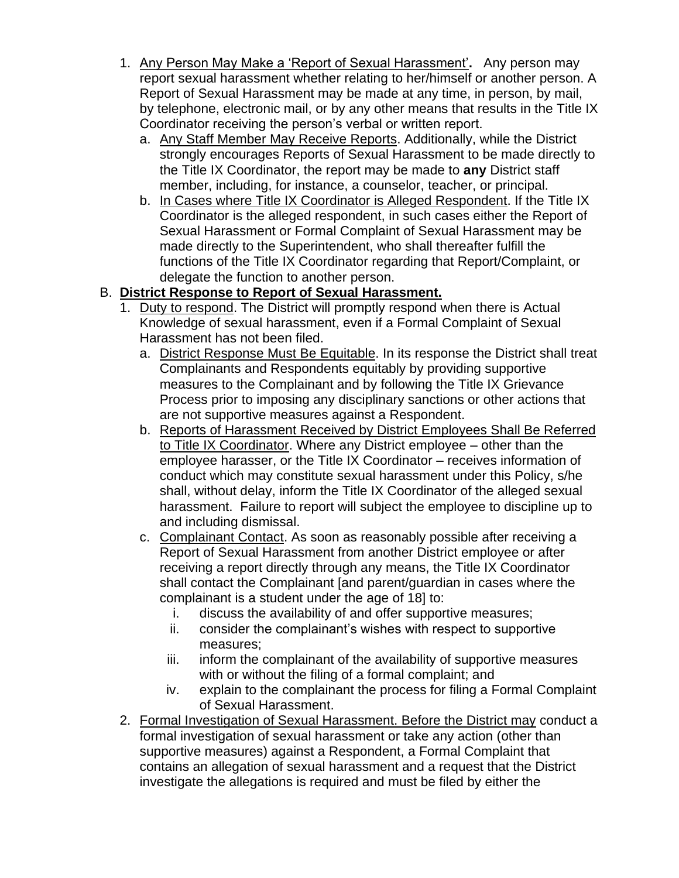1. <u>Any Person May Make a 'Report of Sexual Harassment'</u>**.** Any person may report sexual harassment whether relating to her/himself or another person. A Report of Sexual Harassment may be made at any time, in person, by mail, by telephone, electronic mail, or by any other means that results in the Title IX Coordinator receiving the person's verbal or written report.
   a. <u>Any Staff Member May Receive Reports</u>. Additionally, while the District strongly encourages Reports of Sexual Harassment to be made directly to the Title IX Coordinator, the report may be made to **any** District staff member, including, for instance, a counselor, teacher, or principal.
   b. <u>In Cases where Title IX Coordinator is Alleged Respondent</u>. If the Title IX Coordinator is the alleged respondent, in such cases either the Report of Sexual Harassment or Formal Complaint of Sexual Harassment may be made directly to the Superintendent, who shall thereafter fulfill the functions of the Title IX Coordinator regarding that Report/Complaint, or delegate the function to another person.

B. **<u>District Response to Report of Sexual Harassment.</u>**

1. <u>Duty to respond</u>. The District will promptly respond when there is Actual Knowledge of sexual harassment, even if a Formal Complaint of Sexual Harassment has not been filed.
   a. <u>District Response Must Be Equitable</u>. In its response the District shall treat Complainants and Respondents equitably by providing supportive measures to the Complainant and by following the Title IX Grievance Process prior to imposing any disciplinary sanctions or other actions that are not supportive measures against a Respondent.
   b. <u>Reports of Harassment Received by District Employees Shall Be Referred to Title IX Coordinator</u>. Where any District employee – other than the employee harasser, or the Title IX Coordinator – receives information of conduct which may constitute sexual harassment under this Policy, s/he shall, without delay, inform the Title IX Coordinator of the alleged sexual harassment. Failure to report will subject the employee to discipline up to and including dismissal.
   c. <u>Complainant Contact</u>. As soon as reasonably possible after receiving a Report of Sexual Harassment from another District employee or after receiving a report directly through any means, the Title IX Coordinator shall contact the Complainant [and parent/guardian in cases where the complainant is a student under the age of 18] to:
      i. discuss the availability of and offer supportive measures;
      ii. consider the complainant's wishes with respect to supportive measures;
      iii. inform the complainant of the availability of supportive measures with or without the filing of a formal complaint; and
      iv. explain to the complainant the process for filing a Formal Complaint of Sexual Harassment.
2. <u>Formal Investigation of Sexual Harassment. Before the District may</u> conduct a formal investigation of sexual harassment or take any action (other than supportive measures) against a Respondent, a Formal Complaint that contains an allegation of sexual harassment and a request that the District investigate the allegations is required and must be filed by either the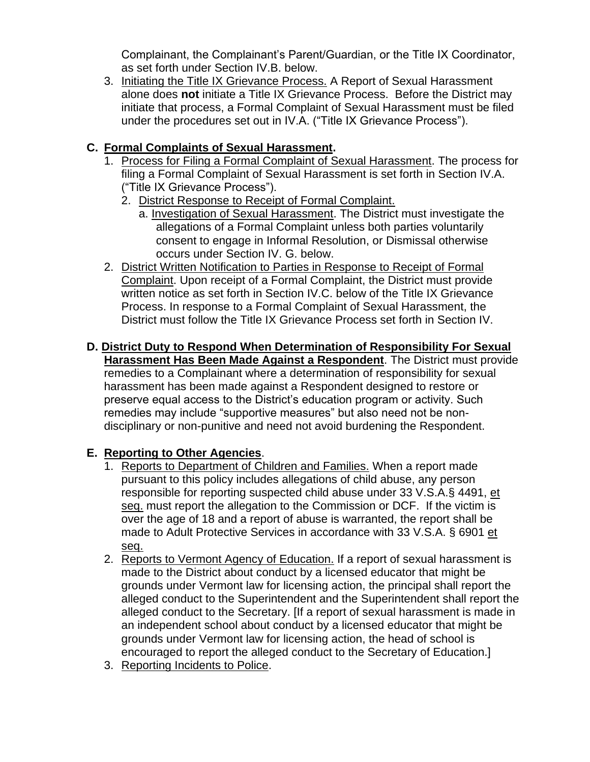Complainant, the Complainant's Parent/Guardian, or the Title IX Coordinator, as set forth under Section IV.B. below.

3. Initiating the Title IX Grievance Process. A Report of Sexual Harassment alone does **not** initiate a Title IX Grievance Process. Before the District may initiate that process, a Formal Complaint of Sexual Harassment must be filed under the procedures set out in IV.A. ("Title IX Grievance Process").

**C. Formal Complaints of Sexual Harassment.**

1. Process for Filing a Formal Complaint of Sexual Harassment. The process for filing a Formal Complaint of Sexual Harassment is set forth in Section IV.A. ("Title IX Grievance Process").
   2. District Response to Receipt of Formal Complaint.
      a. Investigation of Sexual Harassment. The District must investigate the allegations of a Formal Complaint unless both parties voluntarily consent to engage in Informal Resolution, or Dismissal otherwise occurs under Section IV. G. below.
2. District Written Notification to Parties in Response to Receipt of Formal Complaint. Upon receipt of a Formal Complaint, the District must provide written notice as set forth in Section IV.C. below of the Title IX Grievance Process. In response to a Formal Complaint of Sexual Harassment, the District must follow the Title IX Grievance Process set forth in Section IV.

**D. District Duty to Respond When Determination of Responsibility For Sexual Harassment Has Been Made Against a Respondent**. The District must provide remedies to a Complainant where a determination of responsibility for sexual harassment has been made against a Respondent designed to restore or preserve equal access to the District's education program or activity. Such remedies may include "supportive measures" but also need not be non-disciplinary or non-punitive and need not avoid burdening the Respondent.

**E. Reporting to Other Agencies**.

1. Reports to Department of Children and Families. When a report made pursuant to this policy includes allegations of child abuse, any person responsible for reporting suspected child abuse under 33 V.S.A.§ 4491, et seq. must report the allegation to the Commission or DCF. If the victim is over the age of 18 and a report of abuse is warranted, the report shall be made to Adult Protective Services in accordance with 33 V.S.A. § 6901 et seq.
2. Reports to Vermont Agency of Education. If a report of sexual harassment is made to the District about conduct by a licensed educator that might be grounds under Vermont law for licensing action, the principal shall report the alleged conduct to the Superintendent and the Superintendent shall report the alleged conduct to the Secretary. [If a report of sexual harassment is made in an independent school about conduct by a licensed educator that might be grounds under Vermont law for licensing action, the head of school is encouraged to report the alleged conduct to the Secretary of Education.]
3. Reporting Incidents to Police.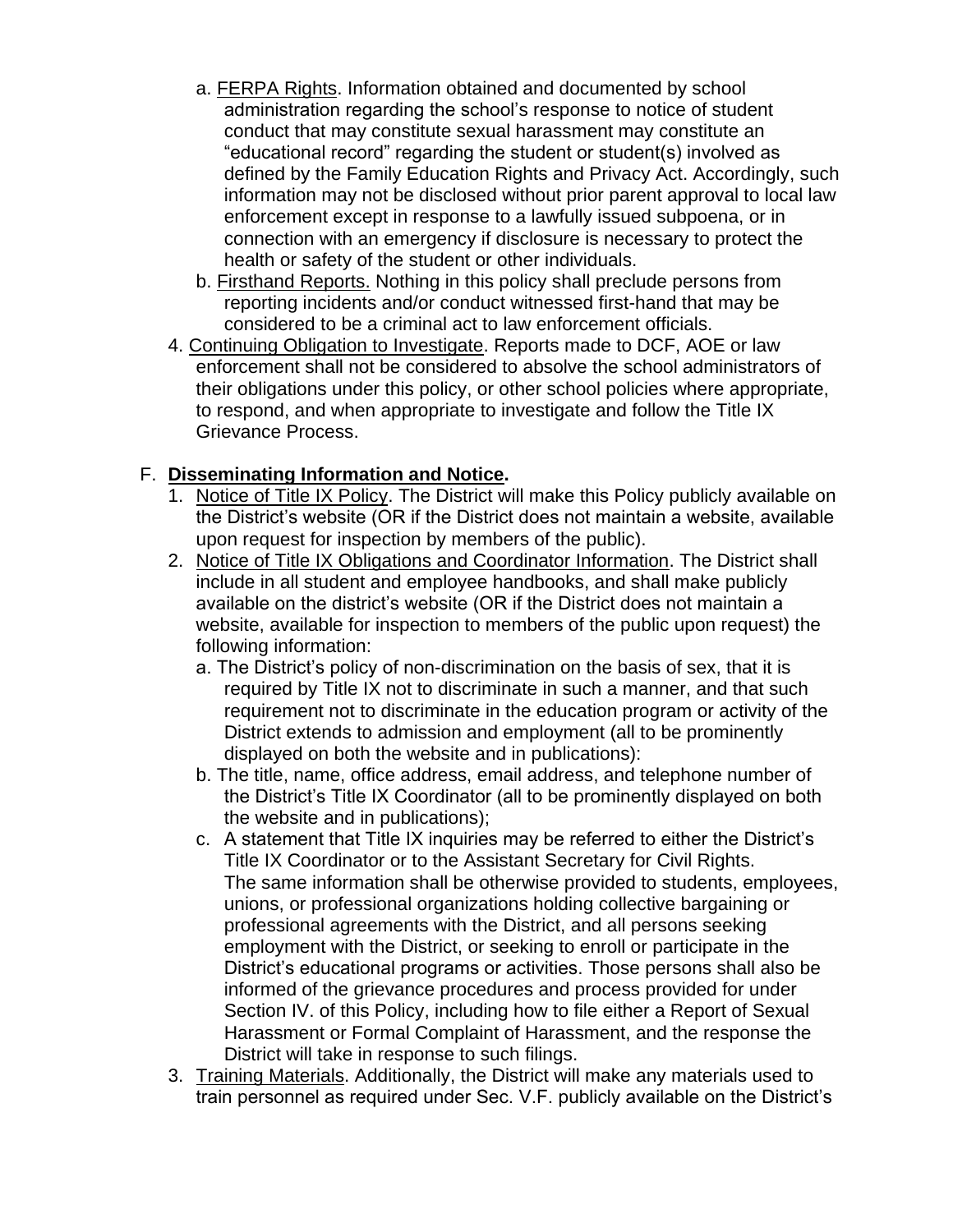a. FERPA Rights. Information obtained and documented by school administration regarding the school's response to notice of student conduct that may constitute sexual harassment may constitute an "educational record" regarding the student or student(s) involved as defined by the Family Education Rights and Privacy Act. Accordingly, such information may not be disclosed without prior parent approval to local law enforcement except in response to a lawfully issued subpoena, or in connection with an emergency if disclosure is necessary to protect the health or safety of the student or other individuals.

b. Firsthand Reports. Nothing in this policy shall preclude persons from reporting incidents and/or conduct witnessed first-hand that may be considered to be a criminal act to law enforcement officials.

4. Continuing Obligation to Investigate. Reports made to DCF, AOE or law enforcement shall not be considered to absolve the school administrators of their obligations under this policy, or other school policies where appropriate, to respond, and when appropriate to investigate and follow the Title IX Grievance Process.

F. **Disseminating Information and Notice.**

1. Notice of Title IX Policy. The District will make this Policy publicly available on the District's website (OR if the District does not maintain a website, available upon request for inspection by members of the public).
2. Notice of Title IX Obligations and Coordinator Information. The District shall include in all student and employee handbooks, and shall make publicly available on the district's website (OR if the District does not maintain a website, available for inspection to members of the public upon request) the following information:
   a. The District's policy of non-discrimination on the basis of sex, that it is required by Title IX not to discriminate in such a manner, and that such requirement not to discriminate in the education program or activity of the District extends to admission and employment (all to be prominently displayed on both the website and in publications):
   b. The title, name, office address, email address, and telephone number of the District's Title IX Coordinator (all to be prominently displayed on both the website and in publications);
   c. A statement that Title IX inquiries may be referred to either the District's Title IX Coordinator or to the Assistant Secretary for Civil Rights.
   The same information shall be otherwise provided to students, employees, unions, or professional organizations holding collective bargaining or professional agreements with the District, and all persons seeking employment with the District, or seeking to enroll or participate in the District's educational programs or activities. Those persons shall also be informed of the grievance procedures and process provided for under Section IV. of this Policy, including how to file either a Report of Sexual Harassment or Formal Complaint of Harassment, and the response the District will take in response to such filings.
3. Training Materials. Additionally, the District will make any materials used to train personnel as required under Sec. V.F. publicly available on the District's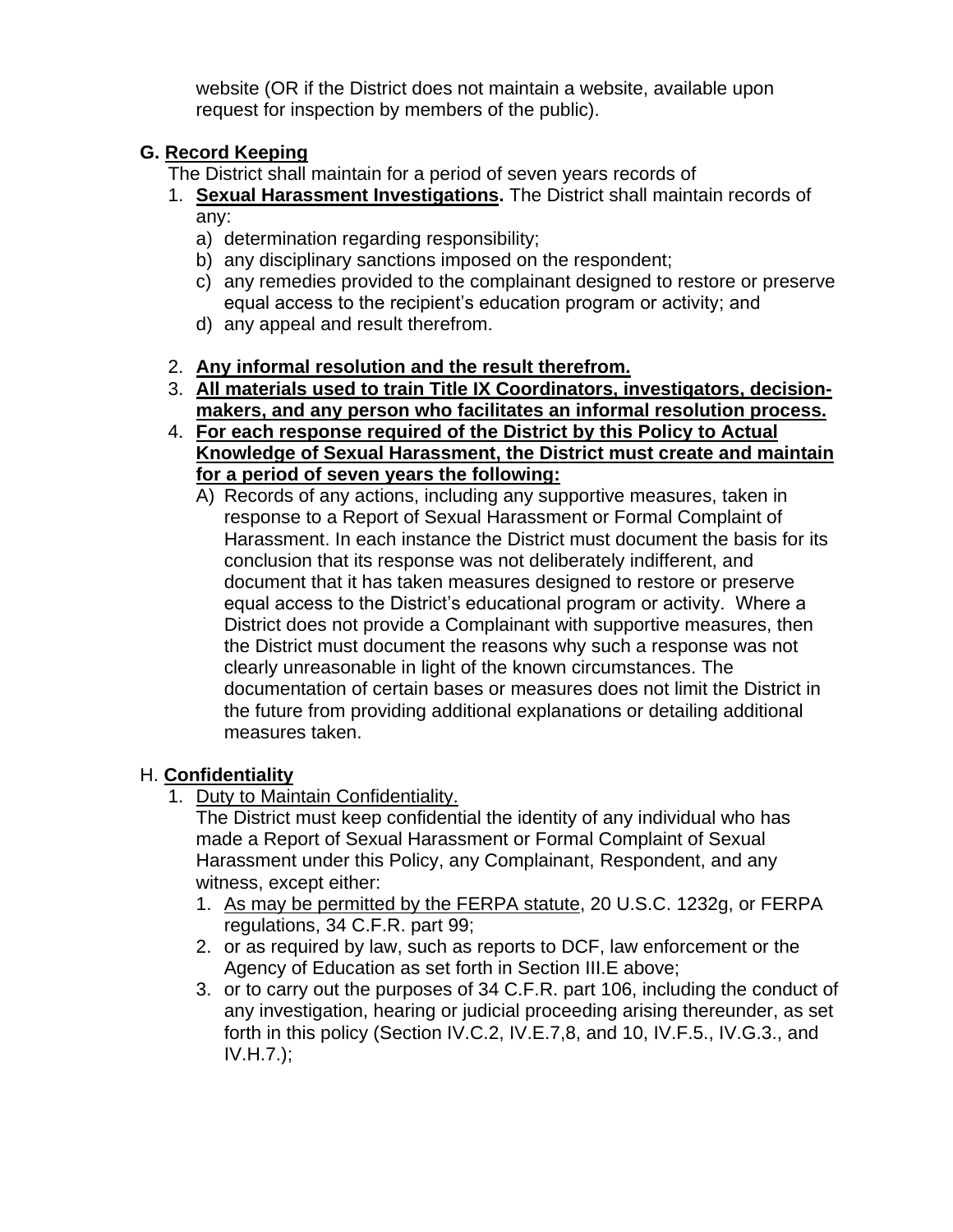website (OR if the District does not maintain a website, available upon request for inspection by members of the public).

**G. <u>Record Keeping</u>**

The District shall maintain for a period of seven years records of

1. **<u>Sexual Harassment Investigations</u>.** The District shall maintain records of any:
   a) determination regarding responsibility;
   b) any disciplinary sanctions imposed on the respondent;
   c) any remedies provided to the complainant designed to restore or preserve equal access to the recipient's education program or activity; and
   d) any appeal and result therefrom.

2. **<u>Any informal resolution and the result therefrom.</u>**
3. **<u>All materials used to train Title IX Coordinators, investigators, decision-makers, and any person who facilitates an informal resolution process.</u>**
4. **<u>For each response required of the District by this Policy to Actual Knowledge of Sexual Harassment, the District must create and maintain for a period of seven years the following:</u>**
   A) Records of any actions, including any supportive measures, taken in response to a Report of Sexual Harassment or Formal Complaint of Harassment. In each instance the District must document the basis for its conclusion that its response was not deliberately indifferent, and document that it has taken measures designed to restore or preserve equal access to the District's educational program or activity. Where a District does not provide a Complainant with supportive measures, then the District must document the reasons why such a response was not clearly unreasonable in light of the known circumstances. The documentation of certain bases or measures does not limit the District in the future from providing additional explanations or detailing additional measures taken.

H. **<u>Confidentiality</u>**

1. <u>Duty to Maintain Confidentiality.</u>

   The District must keep confidential the identity of any individual who has made a Report of Sexual Harassment or Formal Complaint of Sexual Harassment under this Policy, any Complainant, Respondent, and any witness, except either:
   1. <u>As may be permitted by the FERPA statute</u>, 20 U.S.C. 1232g, or FERPA regulations, 34 C.F.R. part 99;
   2. or as required by law, such as reports to DCF, law enforcement or the Agency of Education as set forth in Section III.E above;
   3. or to carry out the purposes of 34 C.F.R. part 106, including the conduct of any investigation, hearing or judicial proceeding arising thereunder, as set forth in this policy (Section IV.C.2, IV.E.7,8, and 10, IV.F.5., IV.G.3., and IV.H.7.);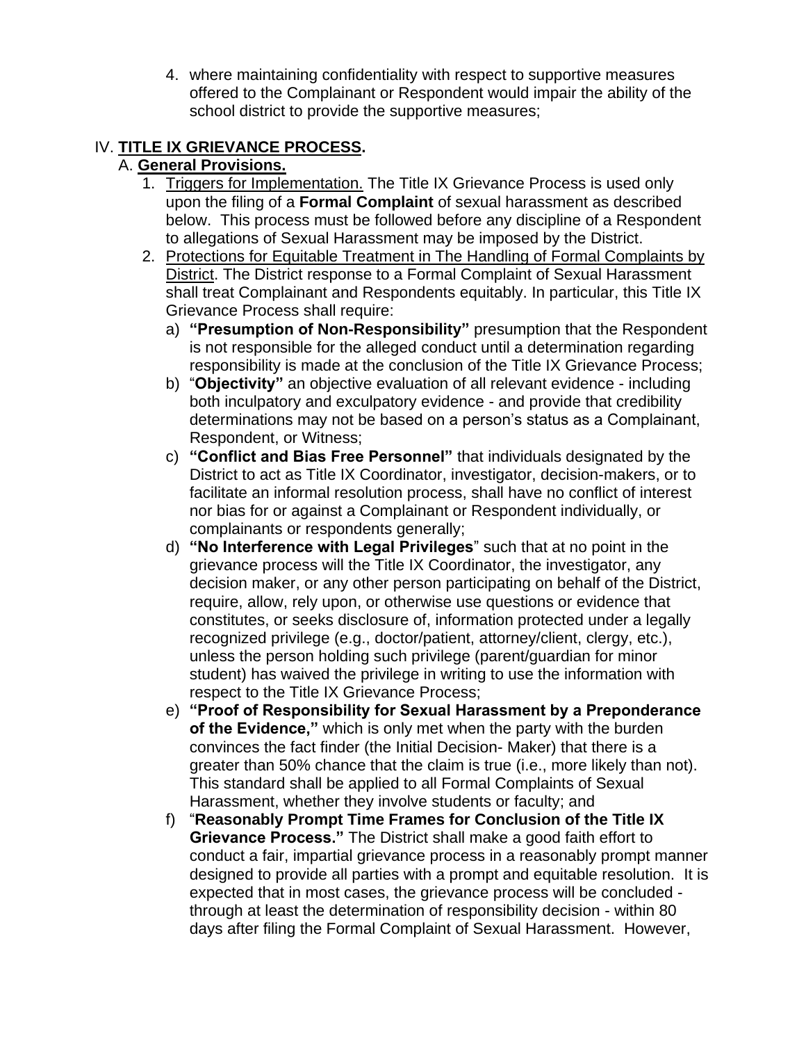4. where maintaining confidentiality with respect to supportive measures offered to the Complainant or Respondent would impair the ability of the school district to provide the supportive measures;

## IV. **TITLE IX GRIEVANCE PROCESS.**

### A. **General Provisions.**

1. Triggers for Implementation. The Title IX Grievance Process is used only upon the filing of a **Formal Complaint** of sexual harassment as described below. This process must be followed before any discipline of a Respondent to allegations of Sexual Harassment may be imposed by the District.
2. Protections for Equitable Treatment in The Handling of Formal Complaints by District. The District response to a Formal Complaint of Sexual Harassment shall treat Complainant and Respondents equitably. In particular, this Title IX Grievance Process shall require:
   a) **"Presumption of Non-Responsibility"** presumption that the Respondent is not responsible for the alleged conduct until a determination regarding responsibility is made at the conclusion of the Title IX Grievance Process;
   b) "**Objectivity"** an objective evaluation of all relevant evidence - including both inculpatory and exculpatory evidence - and provide that credibility determinations may not be based on a person's status as a Complainant, Respondent, or Witness;
   c) **"Conflict and Bias Free Personnel"** that individuals designated by the District to act as Title IX Coordinator, investigator, decision-makers, or to facilitate an informal resolution process, shall have no conflict of interest nor bias for or against a Complainant or Respondent individually, or complainants or respondents generally;
   d) **"No Interference with Legal Privileges**" such that at no point in the grievance process will the Title IX Coordinator, the investigator, any decision maker, or any other person participating on behalf of the District, require, allow, rely upon, or otherwise use questions or evidence that constitutes, or seeks disclosure of, information protected under a legally recognized privilege (e.g., doctor/patient, attorney/client, clergy, etc.), unless the person holding such privilege (parent/guardian for minor student) has waived the privilege in writing to use the information with respect to the Title IX Grievance Process;
   e) **"Proof of Responsibility for Sexual Harassment by a Preponderance of the Evidence,"** which is only met when the party with the burden convinces the fact finder (the Initial Decision- Maker) that there is a greater than 50% chance that the claim is true (i.e., more likely than not). This standard shall be applied to all Formal Complaints of Sexual Harassment, whether they involve students or faculty; and
   f) "**Reasonably Prompt Time Frames for Conclusion of the Title IX Grievance Process."** The District shall make a good faith effort to conduct a fair, impartial grievance process in a reasonably prompt manner designed to provide all parties with a prompt and equitable resolution. It is expected that in most cases, the grievance process will be concluded - through at least the determination of responsibility decision - within 80 days after filing the Formal Complaint of Sexual Harassment. However,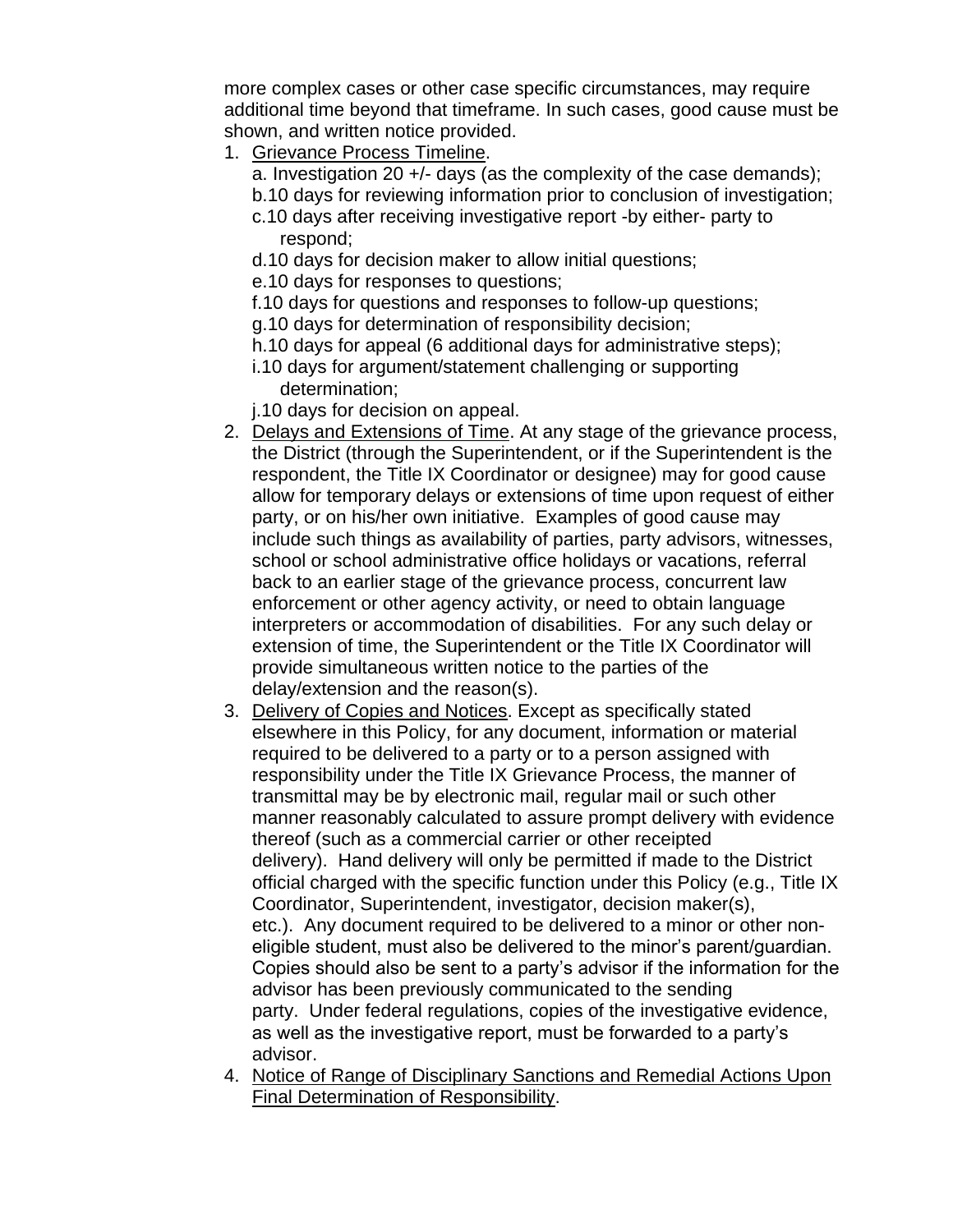more complex cases or other case specific circumstances, may require additional time beyond that timeframe. In such cases, good cause must be shown, and written notice provided.

1. <u>Grievance Process Timeline</u>.
   a. Investigation 20 +/- days (as the complexity of the case demands);
   b. 10 days for reviewing information prior to conclusion of investigation;
   c. 10 days after receiving investigative report -by either- party to respond;
   d. 10 days for decision maker to allow initial questions;
   e. 10 days for responses to questions;
   f. 10 days for questions and responses to follow-up questions;
   g. 10 days for determination of responsibility decision;
   h. 10 days for appeal (6 additional days for administrative steps);
   i. 10 days for argument/statement challenging or supporting determination;
   j. 10 days for decision on appeal.
2. <u>Delays and Extensions of Time</u>. At any stage of the grievance process, the District (through the Superintendent, or if the Superintendent is the respondent, the Title IX Coordinator or designee) may for good cause allow for temporary delays or extensions of time upon request of either party, or on his/her own initiative. Examples of good cause may include such things as availability of parties, party advisors, witnesses, school or school administrative office holidays or vacations, referral back to an earlier stage of the grievance process, concurrent law enforcement or other agency activity, or need to obtain language interpreters or accommodation of disabilities. For any such delay or extension of time, the Superintendent or the Title IX Coordinator will provide simultaneous written notice to the parties of the delay/extension and the reason(s).
3. <u>Delivery of Copies and Notices</u>. Except as specifically stated elsewhere in this Policy, for any document, information or material required to be delivered to a party or to a person assigned with responsibility under the Title IX Grievance Process, the manner of transmittal may be by electronic mail, regular mail or such other manner reasonably calculated to assure prompt delivery with evidence thereof (such as a commercial carrier or other receipted delivery). Hand delivery will only be permitted if made to the District official charged with the specific function under this Policy (e.g., Title IX Coordinator, Superintendent, investigator, decision maker(s), etc.). Any document required to be delivered to a minor or other non-eligible student, must also be delivered to the minor's parent/guardian. Copies should also be sent to a party's advisor if the information for the advisor has been previously communicated to the sending party. Under federal regulations, copies of the investigative evidence, as well as the investigative report, must be forwarded to a party's advisor.
4. <u>Notice of Range of Disciplinary Sanctions and Remedial Actions Upon Final Determination of Responsibility</u>.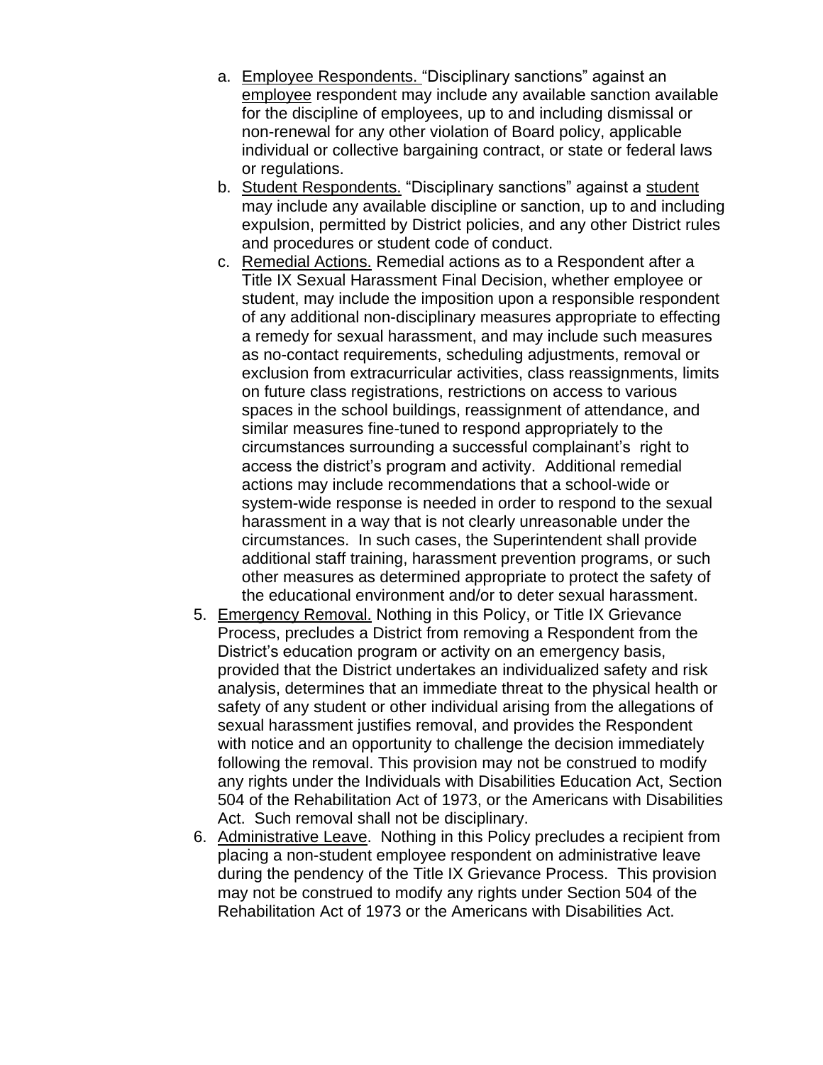a. Employee Respondents. "Disciplinary sanctions" against an employee respondent may include any available sanction available for the discipline of employees, up to and including dismissal or non-renewal for any other violation of Board policy, applicable individual or collective bargaining contract, or state or federal laws or regulations.

b. Student Respondents. "Disciplinary sanctions" against a student may include any available discipline or sanction, up to and including expulsion, permitted by District policies, and any other District rules and procedures or student code of conduct.

c. Remedial Actions. Remedial actions as to a Respondent after a Title IX Sexual Harassment Final Decision, whether employee or student, may include the imposition upon a responsible respondent of any additional non-disciplinary measures appropriate to effecting a remedy for sexual harassment, and may include such measures as no-contact requirements, scheduling adjustments, removal or exclusion from extracurricular activities, class reassignments, limits on future class registrations, restrictions on access to various spaces in the school buildings, reassignment of attendance, and similar measures fine-tuned to respond appropriately to the circumstances surrounding a successful complainant's right to access the district's program and activity. Additional remedial actions may include recommendations that a school-wide or system-wide response is needed in order to respond to the sexual harassment in a way that is not clearly unreasonable under the circumstances. In such cases, the Superintendent shall provide additional staff training, harassment prevention programs, or such other measures as determined appropriate to protect the safety of the educational environment and/or to deter sexual harassment.

5. Emergency Removal. Nothing in this Policy, or Title IX Grievance Process, precludes a District from removing a Respondent from the District's education program or activity on an emergency basis, provided that the District undertakes an individualized safety and risk analysis, determines that an immediate threat to the physical health or safety of any student or other individual arising from the allegations of sexual harassment justifies removal, and provides the Respondent with notice and an opportunity to challenge the decision immediately following the removal. This provision may not be construed to modify any rights under the Individuals with Disabilities Education Act, Section 504 of the Rehabilitation Act of 1973, or the Americans with Disabilities Act. Such removal shall not be disciplinary.

6. Administrative Leave. Nothing in this Policy precludes a recipient from placing a non-student employee respondent on administrative leave during the pendency of the Title IX Grievance Process. This provision may not be construed to modify any rights under Section 504 of the Rehabilitation Act of 1973 or the Americans with Disabilities Act.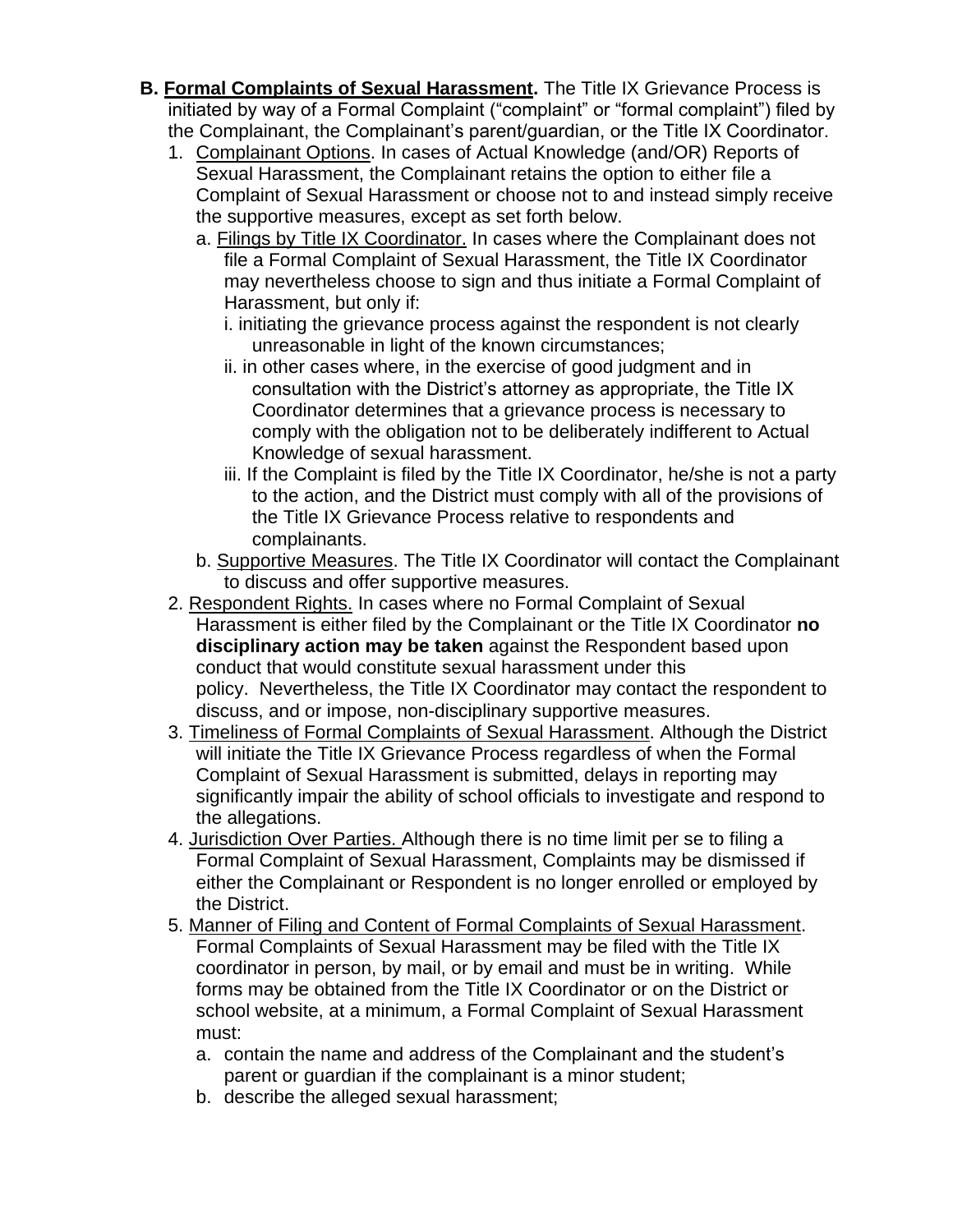B. **<u>Formal Complaints of Sexual Harassment</u>.** The Title IX Grievance Process is initiated by way of a Formal Complaint ("complaint" or "formal complaint") filed by the Complainant, the Complainant's parent/guardian, or the Title IX Coordinator.

1. <u>Complainant Options</u>. In cases of Actual Knowledge (and/OR) Reports of Sexual Harassment, the Complainant retains the option to either file a Complaint of Sexual Harassment or choose not to and instead simply receive the supportive measures, except as set forth below.
   a. <u>Filings by Title IX Coordinator.</u> In cases where the Complainant does not file a Formal Complaint of Sexual Harassment, the Title IX Coordinator may nevertheless choose to sign and thus initiate a Formal Complaint of Harassment, but only if:
      i. initiating the grievance process against the respondent is not clearly unreasonable in light of the known circumstances;
      ii. in other cases where, in the exercise of good judgment and in consultation with the District's attorney as appropriate, the Title IX Coordinator determines that a grievance process is necessary to comply with the obligation not to be deliberately indifferent to Actual Knowledge of sexual harassment.
      iii. If the Complaint is filed by the Title IX Coordinator, he/she is not a party to the action, and the District must comply with all of the provisions of the Title IX Grievance Process relative to respondents and complainants.
   b. <u>Supportive Measures</u>. The Title IX Coordinator will contact the Complainant to discuss and offer supportive measures.
2. <u>Respondent Rights.</u> In cases where no Formal Complaint of Sexual Harassment is either filed by the Complainant or the Title IX Coordinator **no disciplinary action may be taken** against the Respondent based upon conduct that would constitute sexual harassment under this policy. Nevertheless, the Title IX Coordinator may contact the respondent to discuss, and or impose, non-disciplinary supportive measures.
3. <u>Timeliness of Formal Complaints of Sexual Harassment</u>. Although the District will initiate the Title IX Grievance Process regardless of when the Formal Complaint of Sexual Harassment is submitted, delays in reporting may significantly impair the ability of school officials to investigate and respond to the allegations.
4. <u>Jurisdiction Over Parties.</u> Although there is no time limit per se to filing a Formal Complaint of Sexual Harassment, Complaints may be dismissed if either the Complainant or Respondent is no longer enrolled or employed by the District.
5. <u>Manner of Filing and Content of Formal Complaints of Sexual Harassment</u>. Formal Complaints of Sexual Harassment may be filed with the Title IX coordinator in person, by mail, or by email and must be in writing. While forms may be obtained from the Title IX Coordinator or on the District or school website, at a minimum, a Formal Complaint of Sexual Harassment must:
   a. contain the name and address of the Complainant and the student's parent or guardian if the complainant is a minor student;
   b. describe the alleged sexual harassment;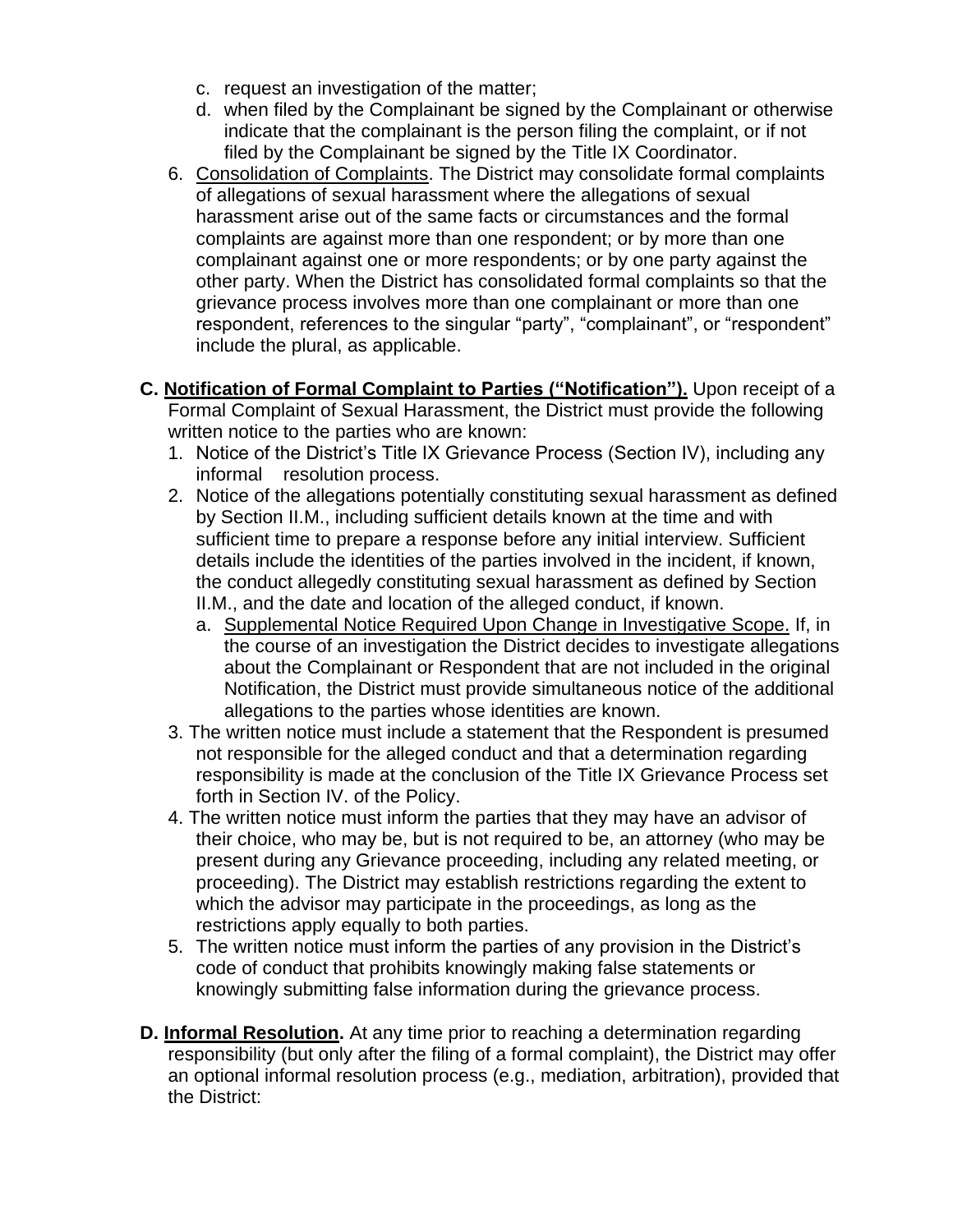c. request an investigation of the matter;
d. when filed by the Complainant be signed by the Complainant or otherwise indicate that the complainant is the person filing the complaint, or if not filed by the Complainant be signed by the Title IX Coordinator.

6. <u>Consolidation of Complaints</u>. The District may consolidate formal complaints of allegations of sexual harassment where the allegations of sexual harassment arise out of the same facts or circumstances and the formal complaints are against more than one respondent; or by more than one complainant against one or more respondents; or by one party against the other party. When the District has consolidated formal complaints so that the grievance process involves more than one complainant or more than one respondent, references to the singular "party", "complainant", or "respondent" include the plural, as applicable.

**C. <u>Notification of Formal Complaint to Parties ("Notification").</u>** Upon receipt of a Formal Complaint of Sexual Harassment, the District must provide the following written notice to the parties who are known:

1. Notice of the District's Title IX Grievance Process (Section IV), including any informal resolution process.
2. Notice of the allegations potentially constituting sexual harassment as defined by Section II.M., including sufficient details known at the time and with sufficient time to prepare a response before any initial interview. Sufficient details include the identities of the parties involved in the incident, if known, the conduct allegedly constituting sexual harassment as defined by Section II.M., and the date and location of the alleged conduct, if known.
   a. <u>Supplemental Notice Required Upon Change in Investigative Scope.</u> If, in the course of an investigation the District decides to investigate allegations about the Complainant or Respondent that are not included in the original Notification, the District must provide simultaneous notice of the additional allegations to the parties whose identities are known.
3. The written notice must include a statement that the Respondent is presumed not responsible for the alleged conduct and that a determination regarding responsibility is made at the conclusion of the Title IX Grievance Process set forth in Section IV. of the Policy.
4. The written notice must inform the parties that they may have an advisor of their choice, who may be, but is not required to be, an attorney (who may be present during any Grievance proceeding, including any related meeting, or proceeding). The District may establish restrictions regarding the extent to which the advisor may participate in the proceedings, as long as the restrictions apply equally to both parties.
5. The written notice must inform the parties of any provision in the District's code of conduct that prohibits knowingly making false statements or knowingly submitting false information during the grievance process.

**D. <u>Informal Resolution</u>.** At any time prior to reaching a determination regarding responsibility (but only after the filing of a formal complaint), the District may offer an optional informal resolution process (e.g., mediation, arbitration), provided that the District: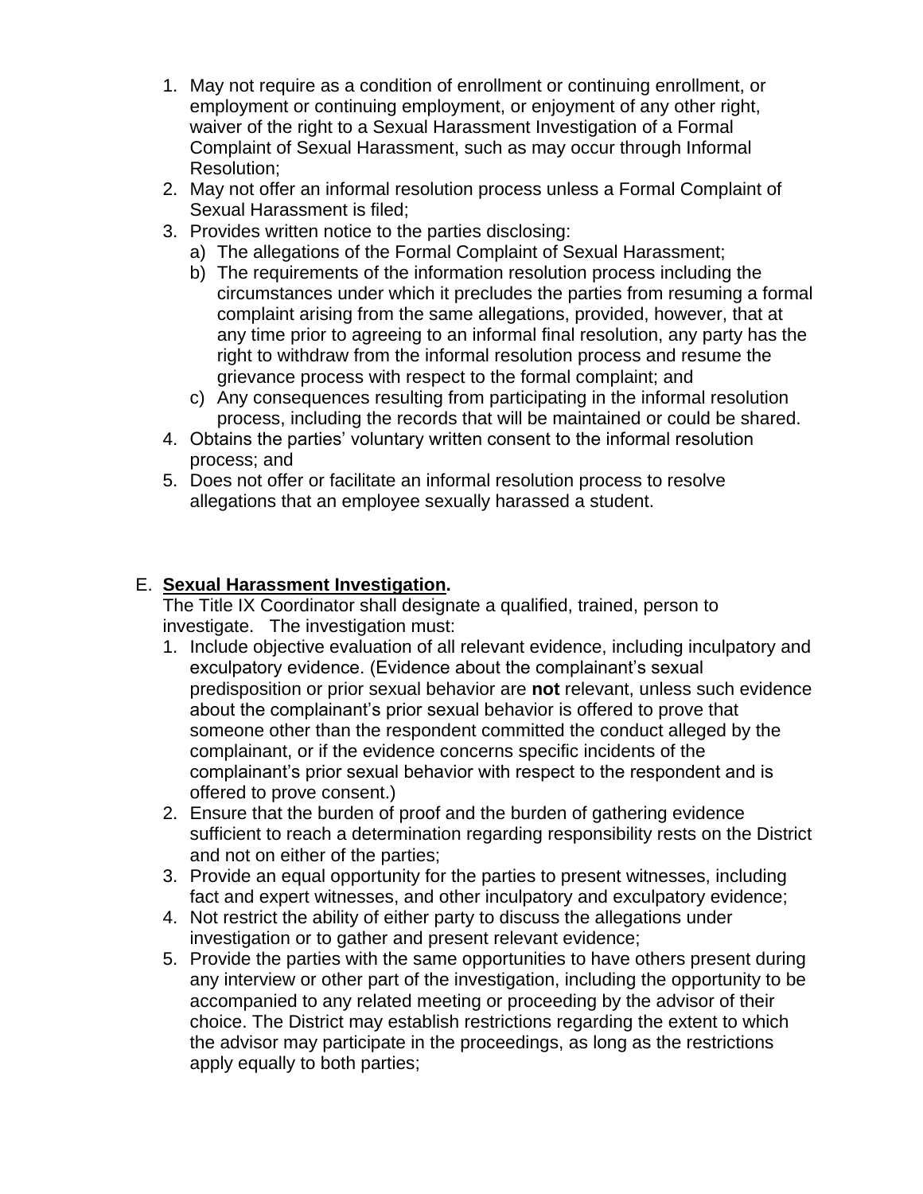1. May not require as a condition of enrollment or continuing enrollment, or employment or continuing employment, or enjoyment of any other right, waiver of the right to a Sexual Harassment Investigation of a Formal Complaint of Sexual Harassment, such as may occur through Informal Resolution;
2. May not offer an informal resolution process unless a Formal Complaint of Sexual Harassment is filed;
3. Provides written notice to the parties disclosing:
   a) The allegations of the Formal Complaint of Sexual Harassment;
   b) The requirements of the information resolution process including the circumstances under which it precludes the parties from resuming a formal complaint arising from the same allegations, provided, however, that at any time prior to agreeing to an informal final resolution, any party has the right to withdraw from the informal resolution process and resume the grievance process with respect to the formal complaint; and
   c) Any consequences resulting from participating in the informal resolution process, including the records that will be maintained or could be shared.
4. Obtains the parties' voluntary written consent to the informal resolution process; and
5. Does not offer or facilitate an informal resolution process to resolve allegations that an employee sexually harassed a student.

E. **Sexual Harassment Investigation.**

The Title IX Coordinator shall designate a qualified, trained, person to investigate. The investigation must:

1. Include objective evaluation of all relevant evidence, including inculpatory and exculpatory evidence. (Evidence about the complainant's sexual predisposition or prior sexual behavior are **not** relevant, unless such evidence about the complainant's prior sexual behavior is offered to prove that someone other than the respondent committed the conduct alleged by the complainant, or if the evidence concerns specific incidents of the complainant's prior sexual behavior with respect to the respondent and is offered to prove consent.)
2. Ensure that the burden of proof and the burden of gathering evidence sufficient to reach a determination regarding responsibility rests on the District and not on either of the parties;
3. Provide an equal opportunity for the parties to present witnesses, including fact and expert witnesses, and other inculpatory and exculpatory evidence;
4. Not restrict the ability of either party to discuss the allegations under investigation or to gather and present relevant evidence;
5. Provide the parties with the same opportunities to have others present during any interview or other part of the investigation, including the opportunity to be accompanied to any related meeting or proceeding by the advisor of their choice. The District may establish restrictions regarding the extent to which the advisor may participate in the proceedings, as long as the restrictions apply equally to both parties;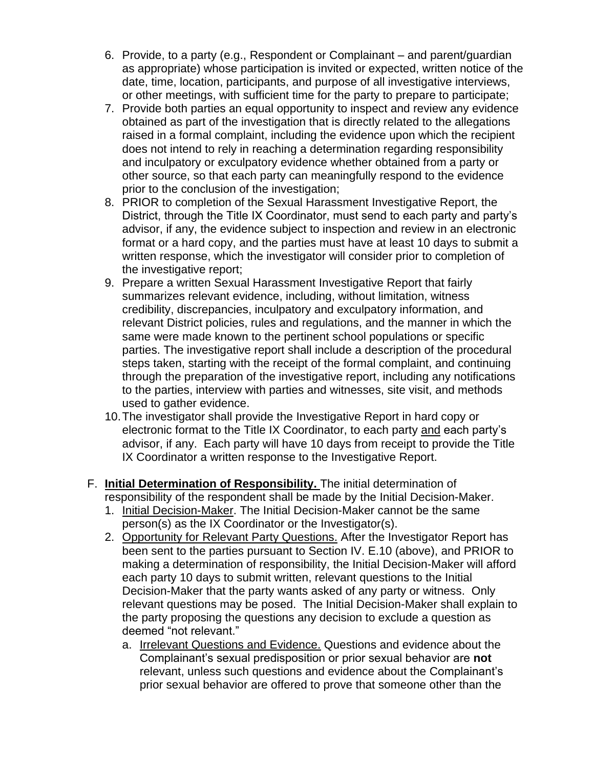6. Provide, to a party (e.g., Respondent or Complainant – and parent/guardian as appropriate) whose participation is invited or expected, written notice of the date, time, location, participants, and purpose of all investigative interviews, or other meetings, with sufficient time for the party to prepare to participate;
7. Provide both parties an equal opportunity to inspect and review any evidence obtained as part of the investigation that is directly related to the allegations raised in a formal complaint, including the evidence upon which the recipient does not intend to rely in reaching a determination regarding responsibility and inculpatory or exculpatory evidence whether obtained from a party or other source, so that each party can meaningfully respond to the evidence prior to the conclusion of the investigation;
8. PRIOR to completion of the Sexual Harassment Investigative Report, the District, through the Title IX Coordinator, must send to each party and party's advisor, if any, the evidence subject to inspection and review in an electronic format or a hard copy, and the parties must have at least 10 days to submit a written response, which the investigator will consider prior to completion of the investigative report;
9. Prepare a written Sexual Harassment Investigative Report that fairly summarizes relevant evidence, including, without limitation, witness credibility, discrepancies, inculpatory and exculpatory information, and relevant District policies, rules and regulations, and the manner in which the same were made known to the pertinent school populations or specific parties. The investigative report shall include a description of the procedural steps taken, starting with the receipt of the formal complaint, and continuing through the preparation of the investigative report, including any notifications to the parties, interview with parties and witnesses, site visit, and methods used to gather evidence.
10. The investigator shall provide the Investigative Report in hard copy or electronic format to the Title IX Coordinator, to each party <u>and</u> each party's advisor, if any. Each party will have 10 days from receipt to provide the Title IX Coordinator a written response to the Investigative Report.

F. **<u>Initial Determination of Responsibility.</u>** The initial determination of responsibility of the respondent shall be made by the Initial Decision-Maker.
   1. <u>Initial Decision-Maker</u>. The Initial Decision-Maker cannot be the same person(s) as the IX Coordinator or the Investigator(s).
   2. <u>Opportunity for Relevant Party Questions.</u> After the Investigator Report has been sent to the parties pursuant to Section IV. E.10 (above), and PRIOR to making a determination of responsibility, the Initial Decision-Maker will afford each party 10 days to submit written, relevant questions to the Initial Decision-Maker that the party wants asked of any party or witness. Only relevant questions may be posed. The Initial Decision-Maker shall explain to the party proposing the questions any decision to exclude a question as deemed "not relevant."
      a. <u>Irrelevant Questions and Evidence.</u> Questions and evidence about the Complainant's sexual predisposition or prior sexual behavior are **not** relevant, unless such questions and evidence about the Complainant's prior sexual behavior are offered to prove that someone other than the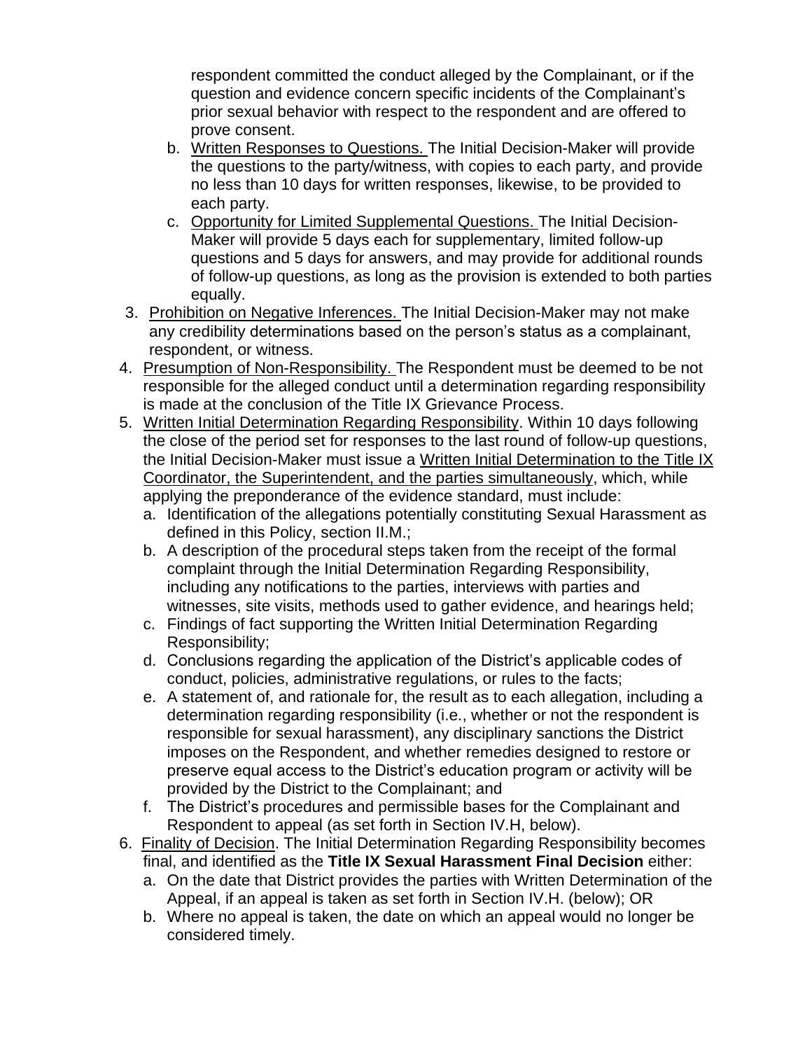respondent committed the conduct alleged by the Complainant, or if the question and evidence concern specific incidents of the Complainant's prior sexual behavior with respect to the respondent and are offered to prove consent.

   b. <u>Written Responses to Questions.</u> The Initial Decision-Maker will provide the questions to the party/witness, with copies to each party, and provide no less than 10 days for written responses, likewise, to be provided to each party.

   c. <u>Opportunity for Limited Supplemental Questions.</u> The Initial Decision-Maker will provide 5 days each for supplementary, limited follow-up questions and 5 days for answers, and may provide for additional rounds of follow-up questions, as long as the provision is extended to both parties equally.

3. <u>Prohibition on Negative Inferences.</u> The Initial Decision-Maker may not make any credibility determinations based on the person's status as a complainant, respondent, or witness.

4. <u>Presumption of Non-Responsibility.</u> The Respondent must be deemed to be not responsible for the alleged conduct until a determination regarding responsibility is made at the conclusion of the Title IX Grievance Process.

5. <u>Written Initial Determination Regarding Responsibility</u>. Within 10 days following the close of the period set for responses to the last round of follow-up questions, the Initial Decision-Maker must issue a <u>Written Initial Determination to the Title IX Coordinator, the Superintendent, and the parties simultaneously</u>, which, while applying the preponderance of the evidence standard, must include:

   a. Identification of the allegations potentially constituting Sexual Harassment as defined in this Policy, section II.M.;
   b. A description of the procedural steps taken from the receipt of the formal complaint through the Initial Determination Regarding Responsibility, including any notifications to the parties, interviews with parties and witnesses, site visits, methods used to gather evidence, and hearings held;
   c. Findings of fact supporting the Written Initial Determination Regarding Responsibility;
   d. Conclusions regarding the application of the District's applicable codes of conduct, policies, administrative regulations, or rules to the facts;
   e. A statement of, and rationale for, the result as to each allegation, including a determination regarding responsibility (i.e., whether or not the respondent is responsible for sexual harassment), any disciplinary sanctions the District imposes on the Respondent, and whether remedies designed to restore or preserve equal access to the District's education program or activity will be provided by the District to the Complainant; and
   f. The District's procedures and permissible bases for the Complainant and Respondent to appeal (as set forth in Section IV.H, below).

6. <u>Finality of Decision</u>. The Initial Determination Regarding Responsibility becomes final, and identified as the **Title IX Sexual Harassment Final Decision** either:

   a. On the date that District provides the parties with Written Determination of the Appeal, if an appeal is taken as set forth in Section IV.H. (below); OR
   b. Where no appeal is taken, the date on which an appeal would no longer be considered timely.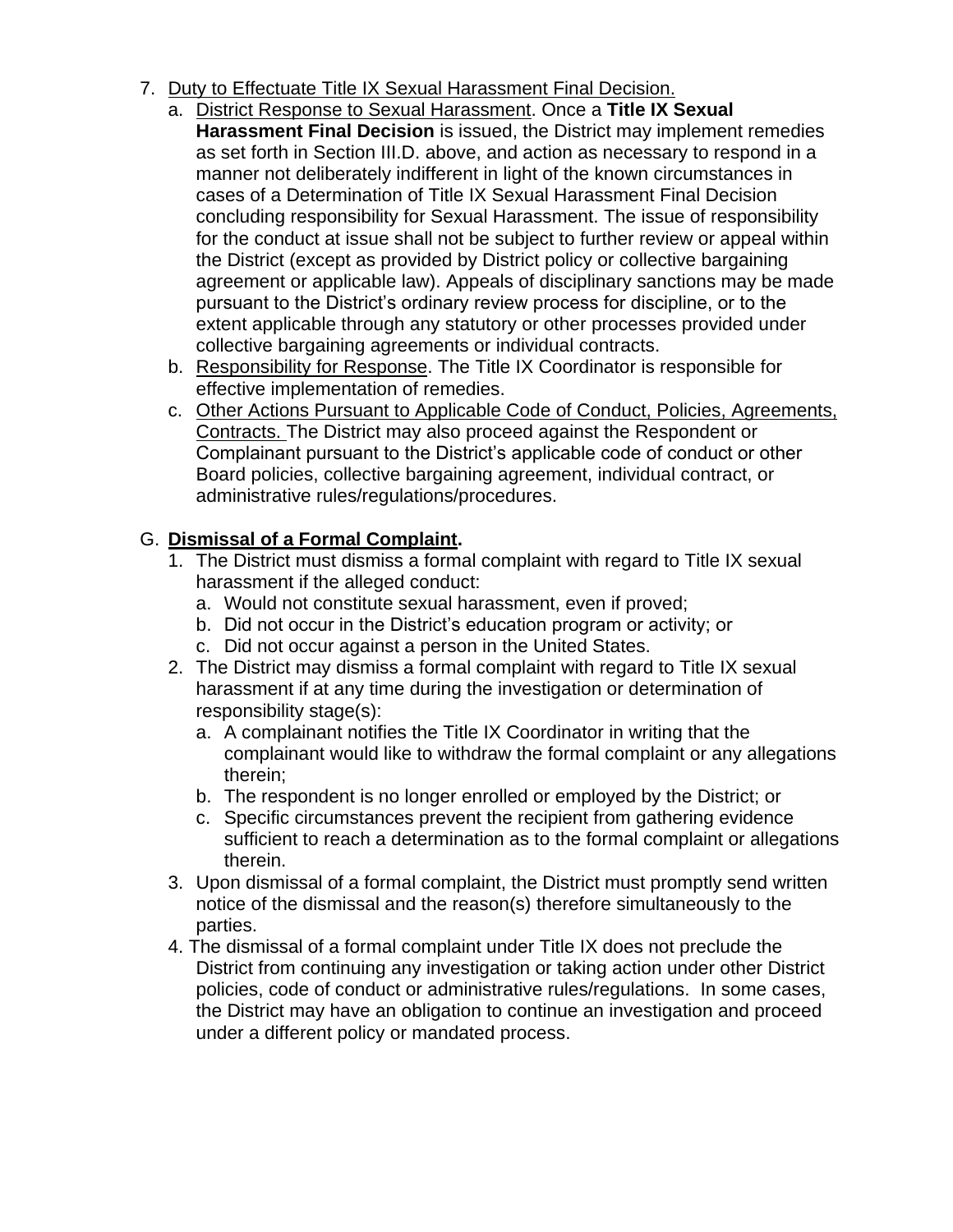7. Duty to Effectuate Title IX Sexual Harassment Final Decision.
   a. District Response to Sexual Harassment. Once a **Title IX Sexual Harassment Final Decision** is issued, the District may implement remedies as set forth in Section III.D. above, and action as necessary to respond in a manner not deliberately indifferent in light of the known circumstances in cases of a Determination of Title IX Sexual Harassment Final Decision concluding responsibility for Sexual Harassment. The issue of responsibility for the conduct at issue shall not be subject to further review or appeal within the District (except as provided by District policy or collective bargaining agreement or applicable law). Appeals of disciplinary sanctions may be made pursuant to the District's ordinary review process for discipline, or to the extent applicable through any statutory or other processes provided under collective bargaining agreements or individual contracts.
   b. Responsibility for Response. The Title IX Coordinator is responsible for effective implementation of remedies.
   c. Other Actions Pursuant to Applicable Code of Conduct, Policies, Agreements, Contracts. The District may also proceed against the Respondent or Complainant pursuant to the District's applicable code of conduct or other Board policies, collective bargaining agreement, individual contract, or administrative rules/regulations/procedures.

G. **Dismissal of a Formal Complaint.**

1. The District must dismiss a formal complaint with regard to Title IX sexual harassment if the alleged conduct:
   a. Would not constitute sexual harassment, even if proved;
   b. Did not occur in the District's education program or activity; or
   c. Did not occur against a person in the United States.
2. The District may dismiss a formal complaint with regard to Title IX sexual harassment if at any time during the investigation or determination of responsibility stage(s):
   a. A complainant notifies the Title IX Coordinator in writing that the complainant would like to withdraw the formal complaint or any allegations therein;
   b. The respondent is no longer enrolled or employed by the District; or
   c. Specific circumstances prevent the recipient from gathering evidence sufficient to reach a determination as to the formal complaint or allegations therein.
3. Upon dismissal of a formal complaint, the District must promptly send written notice of the dismissal and the reason(s) therefore simultaneously to the parties.
4. The dismissal of a formal complaint under Title IX does not preclude the District from continuing any investigation or taking action under other District policies, code of conduct or administrative rules/regulations. In some cases, the District may have an obligation to continue an investigation and proceed under a different policy or mandated process.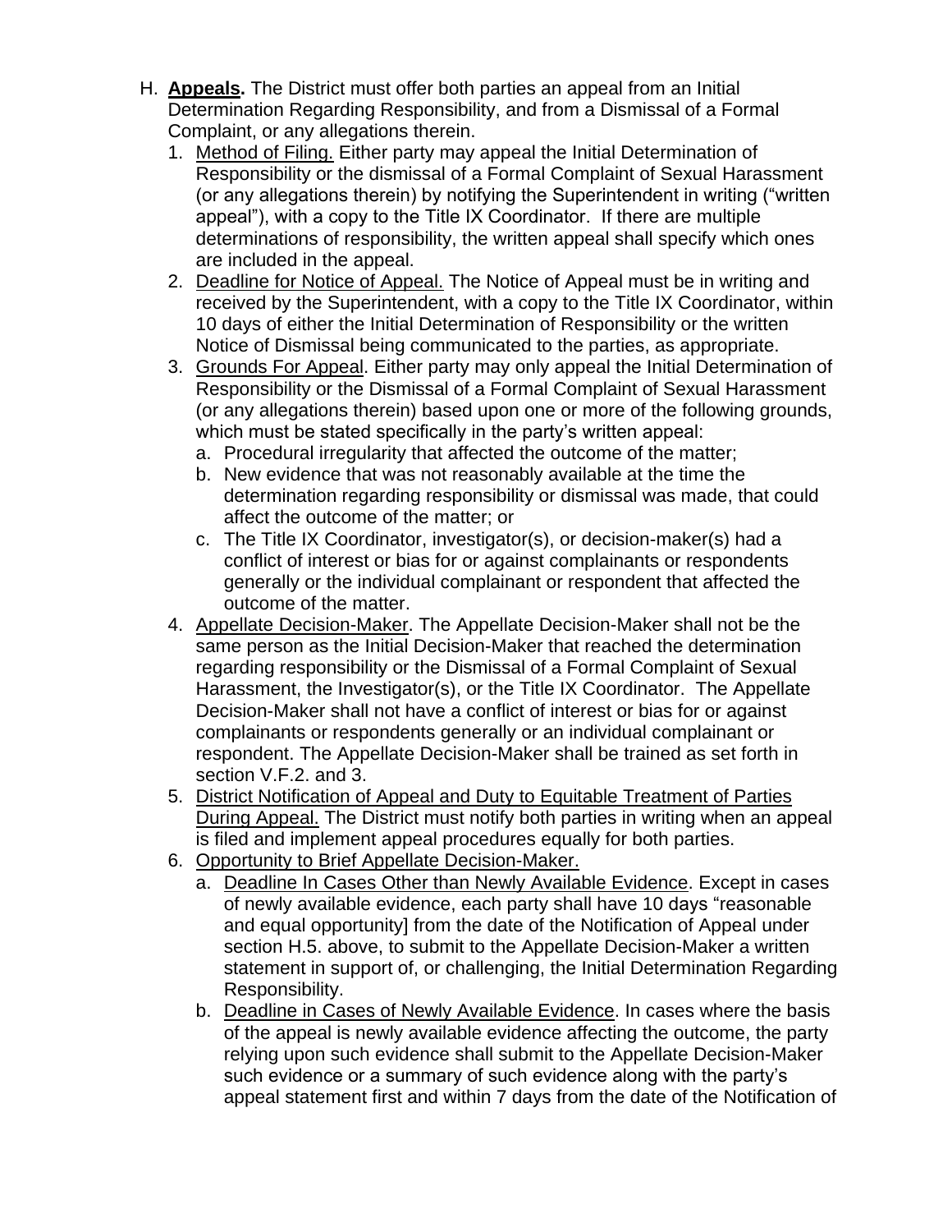H. **<u>Appeals</u>.** The District must offer both parties an appeal from an Initial Determination Regarding Responsibility, and from a Dismissal of a Formal Complaint, or any allegations therein.

1. <u>Method of Filing.</u> Either party may appeal the Initial Determination of Responsibility or the dismissal of a Formal Complaint of Sexual Harassment (or any allegations therein) by notifying the Superintendent in writing ("written appeal"), with a copy to the Title IX Coordinator. If there are multiple determinations of responsibility, the written appeal shall specify which ones are included in the appeal.
2. <u>Deadline for Notice of Appeal.</u> The Notice of Appeal must be in writing and received by the Superintendent, with a copy to the Title IX Coordinator, within 10 days of either the Initial Determination of Responsibility or the written Notice of Dismissal being communicated to the parties, as appropriate.
3. <u>Grounds For Appeal</u>. Either party may only appeal the Initial Determination of Responsibility or the Dismissal of a Formal Complaint of Sexual Harassment (or any allegations therein) based upon one or more of the following grounds, which must be stated specifically in the party's written appeal:
   a. Procedural irregularity that affected the outcome of the matter;
   b. New evidence that was not reasonably available at the time the determination regarding responsibility or dismissal was made, that could affect the outcome of the matter; or
   c. The Title IX Coordinator, investigator(s), or decision-maker(s) had a conflict of interest or bias for or against complainants or respondents generally or the individual complainant or respondent that affected the outcome of the matter.
4. <u>Appellate Decision-Maker</u>. The Appellate Decision-Maker shall not be the same person as the Initial Decision-Maker that reached the determination regarding responsibility or the Dismissal of a Formal Complaint of Sexual Harassment, the Investigator(s), or the Title IX Coordinator. The Appellate Decision-Maker shall not have a conflict of interest or bias for or against complainants or respondents generally or an individual complainant or respondent. The Appellate Decision-Maker shall be trained as set forth in section V.F.2. and 3.
5. <u>District Notification of Appeal and Duty to Equitable Treatment of Parties During Appeal.</u> The District must notify both parties in writing when an appeal is filed and implement appeal procedures equally for both parties.
6. <u>Opportunity to Brief Appellate Decision-Maker.</u>
   a. <u>Deadline In Cases Other than Newly Available Evidence</u>. Except in cases of newly available evidence, each party shall have 10 days "reasonable and equal opportunity] from the date of the Notification of Appeal under section H.5. above, to submit to the Appellate Decision-Maker a written statement in support of, or challenging, the Initial Determination Regarding Responsibility.
   b. <u>Deadline in Cases of Newly Available Evidence</u>. In cases where the basis of the appeal is newly available evidence affecting the outcome, the party relying upon such evidence shall submit to the Appellate Decision-Maker such evidence or a summary of such evidence along with the party's appeal statement first and within 7 days from the date of the Notification of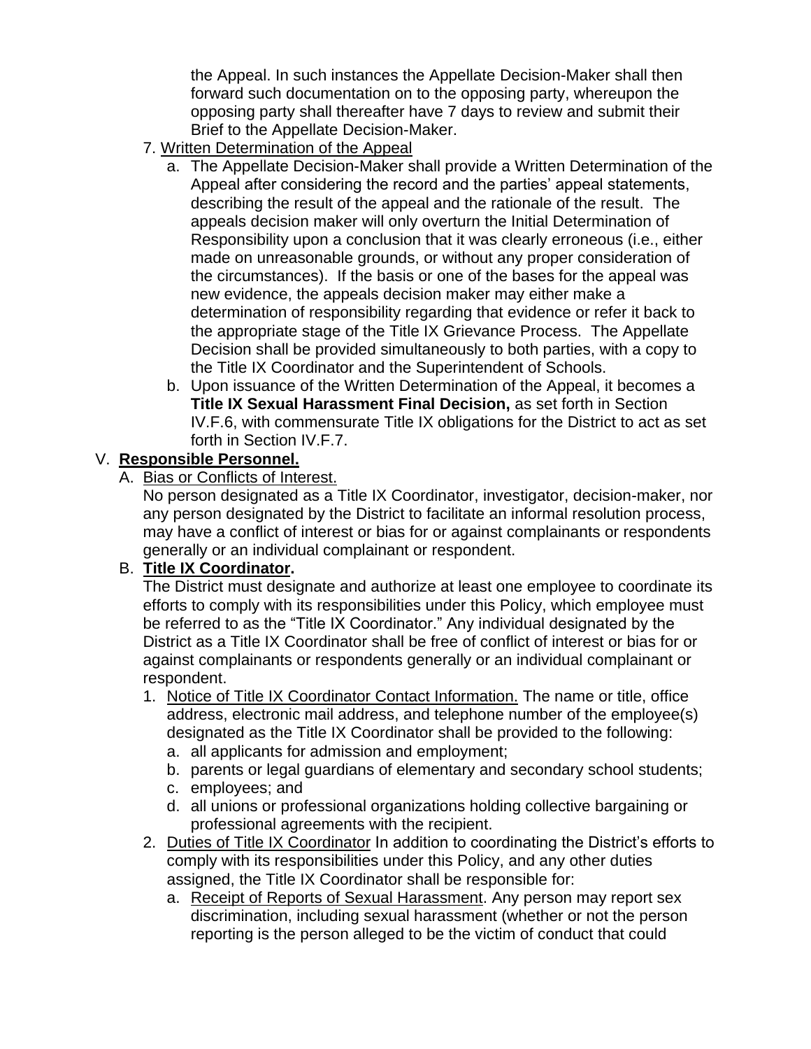the Appeal. In such instances the Appellate Decision-Maker shall then forward such documentation on to the opposing party, whereupon the opposing party shall thereafter have 7 days to review and submit their Brief to the Appellate Decision-Maker.

7. Written Determination of the Appeal
   a. The Appellate Decision-Maker shall provide a Written Determination of the Appeal after considering the record and the parties' appeal statements, describing the result of the appeal and the rationale of the result. The appeals decision maker will only overturn the Initial Determination of Responsibility upon a conclusion that it was clearly erroneous (i.e., either made on unreasonable grounds, or without any proper consideration of the circumstances). If the basis or one of the bases for the appeal was new evidence, the appeals decision maker may either make a determination of responsibility regarding that evidence or refer it back to the appropriate stage of the Title IX Grievance Process. The Appellate Decision shall be provided simultaneously to both parties, with a copy to the Title IX Coordinator and the Superintendent of Schools.
   b. Upon issuance of the Written Determination of the Appeal, it becomes a **Title IX Sexual Harassment Final Decision,** as set forth in Section IV.F.6, with commensurate Title IX obligations for the District to act as set forth in Section IV.F.7.

## V. Responsible Personnel.

A. Bias or Conflicts of Interest.

No person designated as a Title IX Coordinator, investigator, decision-maker, nor any person designated by the District to facilitate an informal resolution process, may have a conflict of interest or bias for or against complainants or respondents generally or an individual complainant or respondent.

B. **Title IX Coordinator.**

The District must designate and authorize at least one employee to coordinate its efforts to comply with its responsibilities under this Policy, which employee must be referred to as the "Title IX Coordinator." Any individual designated by the District as a Title IX Coordinator shall be free of conflict of interest or bias for or against complainants or respondents generally or an individual complainant or respondent.

1. Notice of Title IX Coordinator Contact Information. The name or title, office address, electronic mail address, and telephone number of the employee(s) designated as the Title IX Coordinator shall be provided to the following:
   a. all applicants for admission and employment;
   b. parents or legal guardians of elementary and secondary school students;
   c. employees; and
   d. all unions or professional organizations holding collective bargaining or professional agreements with the recipient.
2. Duties of Title IX Coordinator In addition to coordinating the District's efforts to comply with its responsibilities under this Policy, and any other duties assigned, the Title IX Coordinator shall be responsible for:
   a. Receipt of Reports of Sexual Harassment. Any person may report sex discrimination, including sexual harassment (whether or not the person reporting is the person alleged to be the victim of conduct that could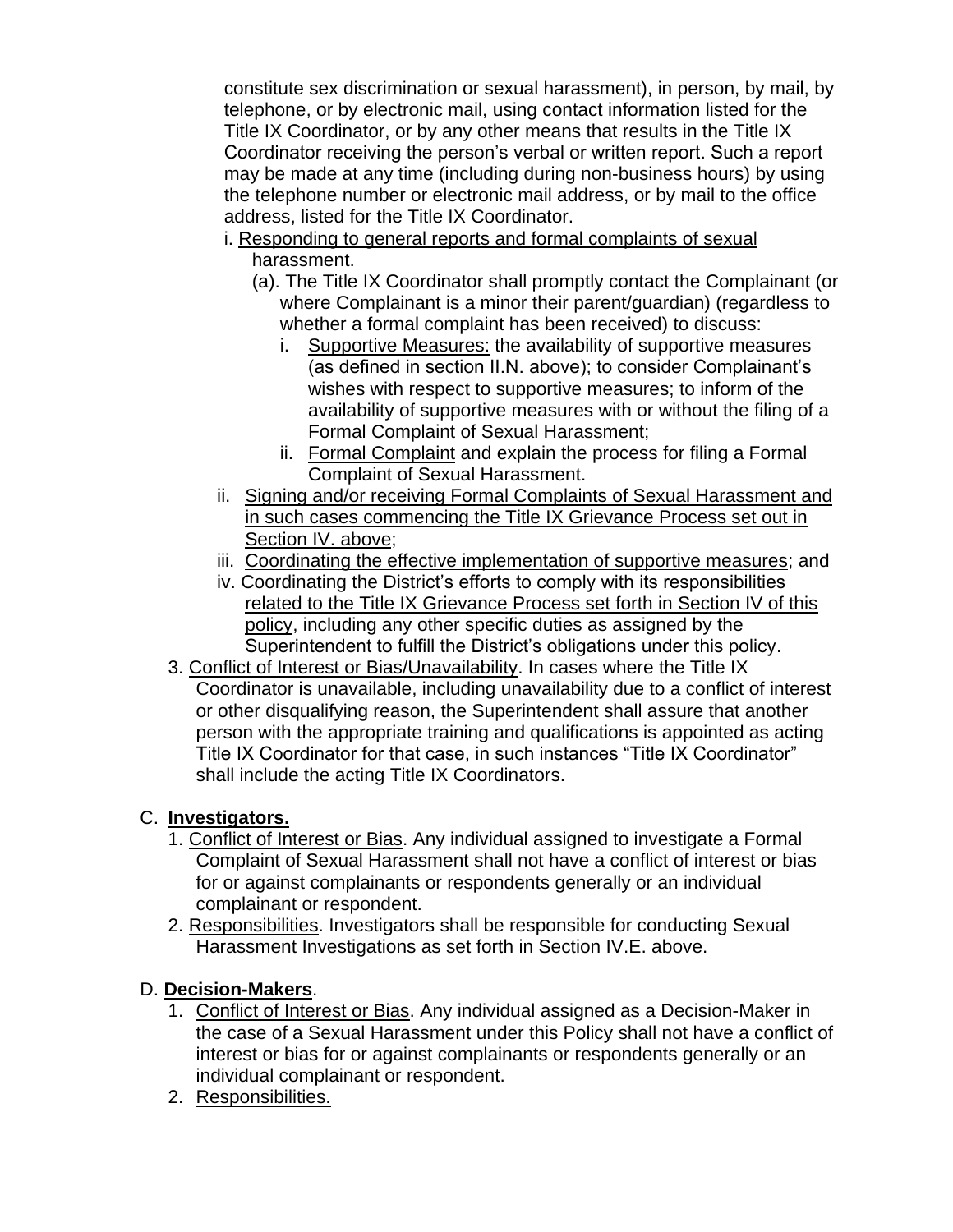constitute sex discrimination or sexual harassment), in person, by mail, by telephone, or by electronic mail, using contact information listed for the Title IX Coordinator, or by any other means that results in the Title IX Coordinator receiving the person's verbal or written report. Such a report may be made at any time (including during non-business hours) by using the telephone number or electronic mail address, or by mail to the office address, listed for the Title IX Coordinator.

i. Responding to general reports and formal complaints of sexual harassment.
   - (a). The Title IX Coordinator shall promptly contact the Complainant (or where Complainant is a minor their parent/guardian) (regardless to whether a formal complaint has been received) to discuss:
     - i. Supportive Measures: the availability of supportive measures (as defined in section II.N. above); to consider Complainant's wishes with respect to supportive measures; to inform of the availability of supportive measures with or without the filing of a Formal Complaint of Sexual Harassment;
     - ii. Formal Complaint and explain the process for filing a Formal Complaint of Sexual Harassment.

ii. Signing and/or receiving Formal Complaints of Sexual Harassment and in such cases commencing the Title IX Grievance Process set out in Section IV. above;

iii. Coordinating the effective implementation of supportive measures; and

iv. Coordinating the District's efforts to comply with its responsibilities related to the Title IX Grievance Process set forth in Section IV of this policy, including any other specific duties as assigned by the Superintendent to fulfill the District's obligations under this policy.

3. Conflict of Interest or Bias/Unavailability. In cases where the Title IX Coordinator is unavailable, including unavailability due to a conflict of interest or other disqualifying reason, the Superintendent shall assure that another person with the appropriate training and qualifications is appointed as acting Title IX Coordinator for that case, in such instances "Title IX Coordinator" shall include the acting Title IX Coordinators.

C. **Investigators.**

1. Conflict of Interest or Bias. Any individual assigned to investigate a Formal Complaint of Sexual Harassment shall not have a conflict of interest or bias for or against complainants or respondents generally or an individual complainant or respondent.
2. Responsibilities. Investigators shall be responsible for conducting Sexual Harassment Investigations as set forth in Section IV.E. above.

D. **Decision-Makers**.

1. Conflict of Interest or Bias. Any individual assigned as a Decision-Maker in the case of a Sexual Harassment under this Policy shall not have a conflict of interest or bias for or against complainants or respondents generally or an individual complainant or respondent.
2. Responsibilities.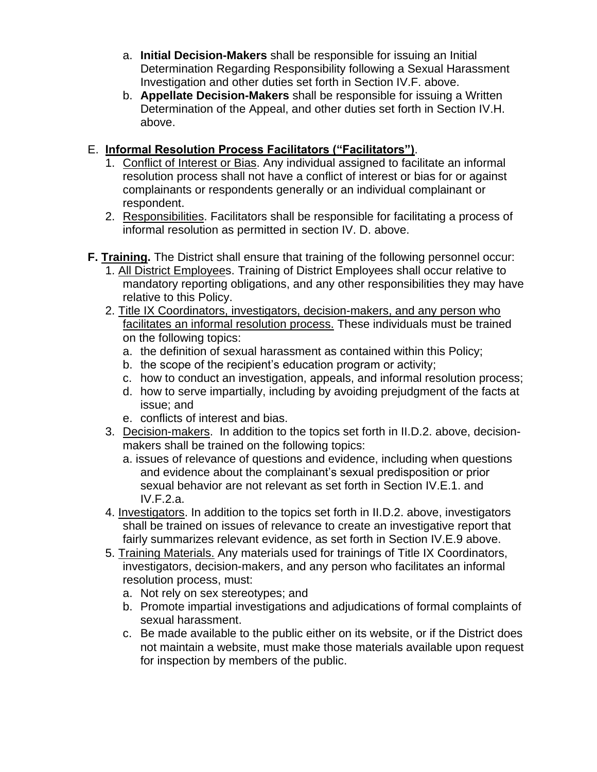a. **Initial Decision-Makers** shall be responsible for issuing an Initial Determination Regarding Responsibility following a Sexual Harassment Investigation and other duties set forth in Section IV.F. above.
b. **Appellate Decision-Makers** shall be responsible for issuing a Written Determination of the Appeal, and other duties set forth in Section IV.H. above.

E. **Informal Resolution Process Facilitators ("Facilitators")**.

1. Conflict of Interest or Bias. Any individual assigned to facilitate an informal resolution process shall not have a conflict of interest or bias for or against complainants or respondents generally or an individual complainant or respondent.
2. Responsibilities. Facilitators shall be responsible for facilitating a process of informal resolution as permitted in section IV. D. above.

**F. Training.** The District shall ensure that training of the following personnel occur:

1. All District Employees. Training of District Employees shall occur relative to mandatory reporting obligations, and any other responsibilities they may have relative to this Policy.
2. Title IX Coordinators, investigators, decision-makers, and any person who facilitates an informal resolution process. These individuals must be trained on the following topics:
   a. the definition of sexual harassment as contained within this Policy;
   b. the scope of the recipient's education program or activity;
   c. how to conduct an investigation, appeals, and informal resolution process;
   d. how to serve impartially, including by avoiding prejudgment of the facts at issue; and
   e. conflicts of interest and bias.
3. Decision-makers. In addition to the topics set forth in II.D.2. above, decision-makers shall be trained on the following topics:
   a. issues of relevance of questions and evidence, including when questions and evidence about the complainant's sexual predisposition or prior sexual behavior are not relevant as set forth in Section IV.E.1. and IV.F.2.a.
4. Investigators. In addition to the topics set forth in II.D.2. above, investigators shall be trained on issues of relevance to create an investigative report that fairly summarizes relevant evidence, as set forth in Section IV.E.9 above.
5. Training Materials. Any materials used for trainings of Title IX Coordinators, investigators, decision-makers, and any person who facilitates an informal resolution process, must:
   a. Not rely on sex stereotypes; and
   b. Promote impartial investigations and adjudications of formal complaints of sexual harassment.
   c. Be made available to the public either on its website, or if the District does not maintain a website, must make those materials available upon request for inspection by members of the public.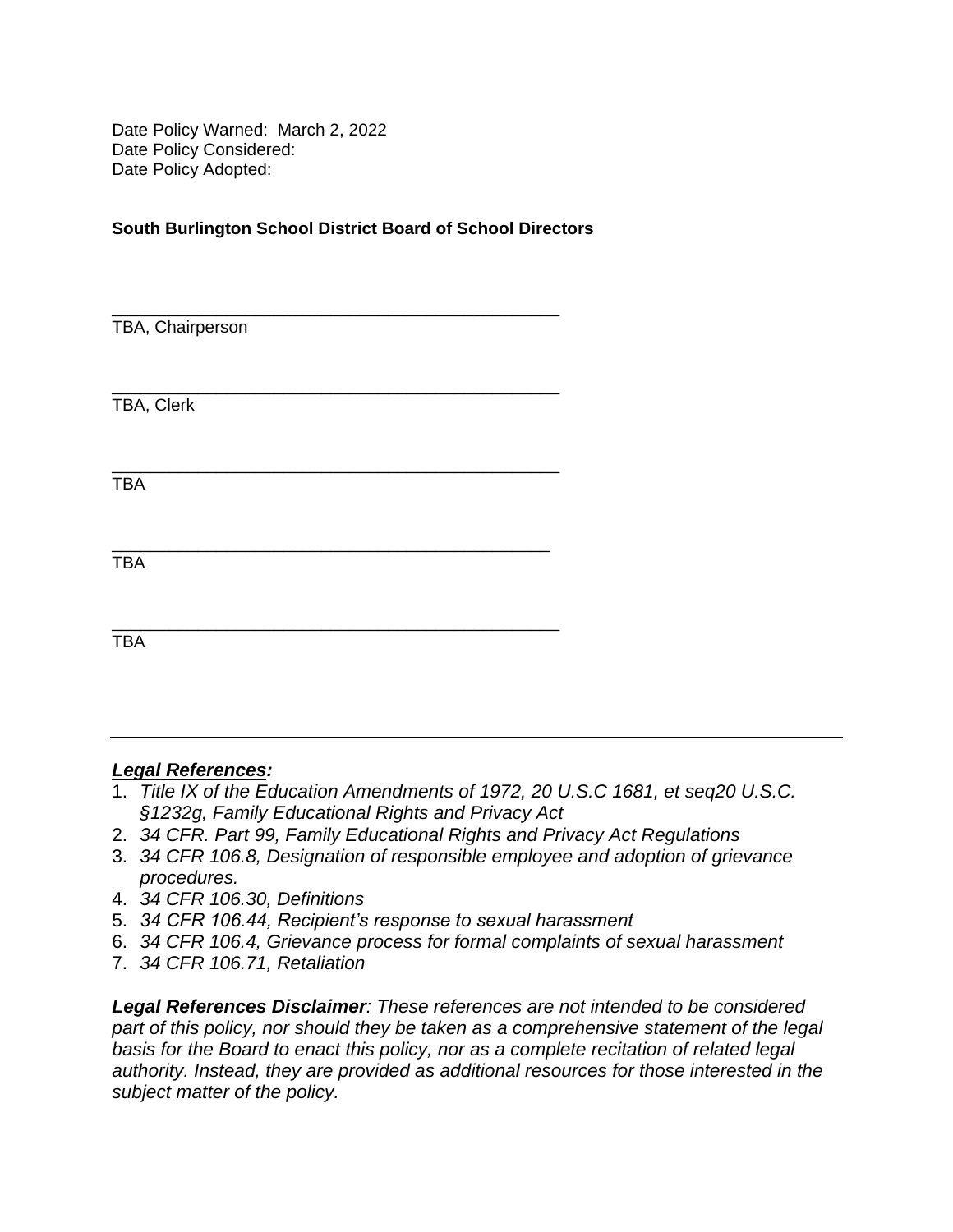Date Policy Warned: March 2, 2022
Date Policy Considered:
Date Policy Adopted:

**South Burlington School District Board of School Directors**

_______________________________________________
TBA, Chairperson

_______________________________________________
TBA, Clerk

_______________________________________________
TBA

_______________________________________________
TBA

_______________________________________________
TBA

---

***Legal References:***

1. *Title IX of the Education Amendments of 1972, 20 U.S.C 1681, et seq20 U.S.C. §1232g, Family Educational Rights and Privacy Act*
2. *34 CFR. Part 99, Family Educational Rights and Privacy Act Regulations*
3. *34 CFR 106.8, Designation of responsible employee and adoption of grievance procedures.*
4. *34 CFR 106.30, Definitions*
5. *34 CFR 106.44, Recipient's response to sexual harassment*
6. *34 CFR 106.4, Grievance process for formal complaints of sexual harassment*
7. *34 CFR 106.71, Retaliation*

***Legal References Disclaimer****: These references are not intended to be considered part of this policy, nor should they be taken as a comprehensive statement of the legal basis for the Board to enact this policy, nor as a complete recitation of related legal authority. Instead, they are provided as additional resources for those interested in the subject matter of the policy.*